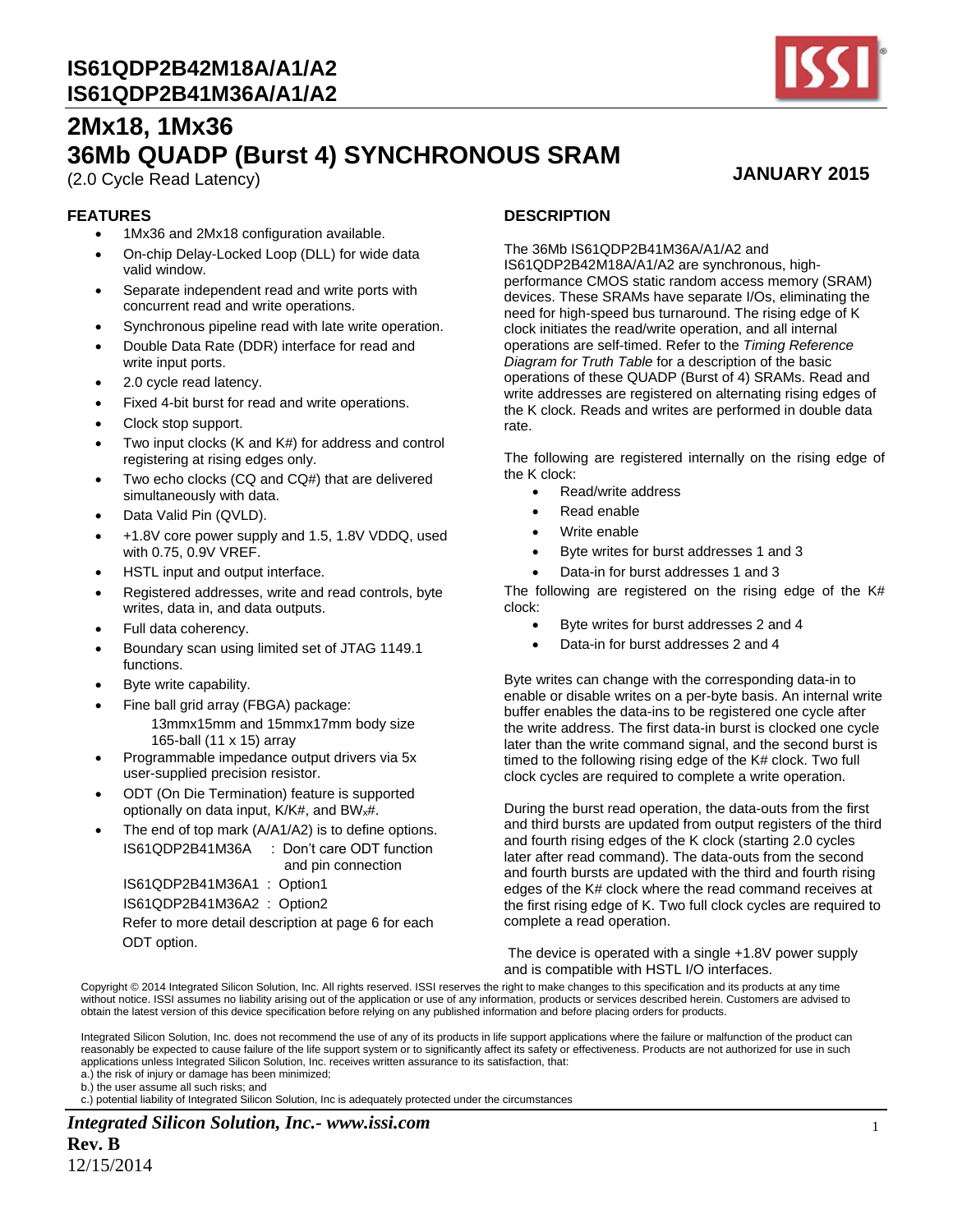# IS61QDP2B42M18A/A1/A2
# IS61QDP2B41M36A/A1/A2

## 2Mx18, 1Mx36
## 36Mb QUADP (Burst 4) SYNCHRONOUS SRAM

(2.0 Cycle Read Latency)

**JANUARY 2015**

### FEATURES

- 1Mx36 and 2Mx18 configuration available.
- On-chip Delay-Locked Loop (DLL) for wide data valid window.
- Separate independent read and write ports with concurrent read and write operations.
- Synchronous pipeline read with late write operation.
- Double Data Rate (DDR) interface for read and write input ports.
- 2.0 cycle read latency.
- Fixed 4-bit burst for read and write operations.
- Clock stop support.
- Two input clocks (K and K#) for address and control registering at rising edges only.
- Two echo clocks (CQ and CQ#) that are delivered simultaneously with data.
- Data Valid Pin (QVLD).
- +1.8V core power supply and 1.5, 1.8V VDDQ, used with 0.75, 0.9V VREF.
- HSTL input and output interface.
- Registered addresses, write and read controls, byte writes, data in, and data outputs.
- Full data coherency.
- Boundary scan using limited set of JTAG 1149.1 functions.
- Byte write capability.
- Fine ball grid array (FBGA) package:
  - 13mmx15mm and 15mmx17mm body size
  - 165-ball (11 x 15) array
- Programmable impedance output drivers via 5x user-supplied precision resistor.
- ODT (On Die Termination) feature is supported optionally on data input, K/K#, and $BW_x$#.
- The end of top mark (A/A1/A2) is to define options.
  - IS61QDP2B41M36A : Don't care ODT function and pin connection
  - IS61QDP2B41M36A1 : Option1
  - IS61QDP2B41M36A2 : Option2

  Refer to more detail description at page 6 for each ODT option.

### DESCRIPTION

The 36Mb IS61QDP2B41M36A/A1/A2 and IS61QDP2B42M18A/A1/A2 are synchronous, high-performance CMOS static random access memory (SRAM) devices. These SRAMs have separate I/Os, eliminating the need for high-speed bus turnaround. The rising edge of K clock initiates the read/write operation, and all internal operations are self-timed. Refer to the *Timing Reference Diagram for Truth Table* for a description of the basic operations of these QUADP (Burst of 4) SRAMs. Read and write addresses are registered on alternating rising edges of the K clock. Reads and writes are performed in double data rate.

The following are registered internally on the rising edge of the K clock:

- Read/write address
- Read enable
- Write enable
- Byte writes for burst addresses 1 and 3
- Data-in for burst addresses 1 and 3

The following are registered on the rising edge of the K# clock:

- Byte writes for burst addresses 2 and 4
- Data-in for burst addresses 2 and 4

Byte writes can change with the corresponding data-in to enable or disable writes on a per-byte basis. An internal write buffer enables the data-ins to be registered one cycle after the write address. The first data-in burst is clocked one cycle later than the write command signal, and the second burst is timed to the following rising edge of the K# clock. Two full clock cycles are required to complete a write operation.

During the burst read operation, the data-outs from the first and third bursts are updated from output registers of the third and fourth rising edges of the K clock (starting 2.0 cycles later after read command). The data-outs from the second and fourth bursts are updated with the third and fourth rising edges of the K# clock where the read command receives at the first rising edge of K. Two full clock cycles are required to complete a read operation.

The device is operated with a single +1.8V power supply and is compatible with HSTL I/O interfaces.

Copyright © 2014 Integrated Silicon Solution, Inc. All rights reserved. ISSI reserves the right to make changes to this specification and its products at any time without notice. ISSI assumes no liability arising out of the application or use of any information, products or services described herein. Customers are advised to obtain the latest version of this device specification before relying on any published information and before placing orders for products.

Integrated Silicon Solution, Inc. does not recommend the use of any of its products in life support applications where the failure or malfunction of the product can reasonably be expected to cause failure of the life support system or to significantly affect its safety or effectiveness. Products are not authorized for use in such applications unless Integrated Silicon Solution, Inc. receives written assurance to its satisfaction, that:
a.) the risk of injury or damage has been minimized;
b.) the user assume all such risks; and
c.) potential liability of Integrated Silicon Solution, Inc is adequately protected under the circumstances

*Integrated Silicon Solution, Inc.- www.issi.com*
**Rev. B**
12/15/2014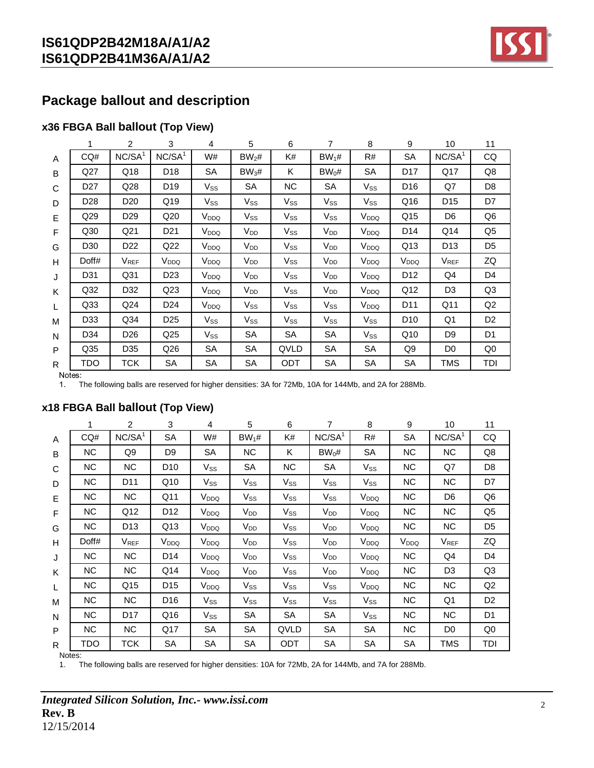## Package ballout and description

### x36 FBGA Ball ballout (Top View)

| | 1 | 2 | 3 | 4 | 5 | 6 | 7 | 8 | 9 | 10 | 11 |
|---|---|---|---|---|---|---|---|---|---|---|---|
| A | CQ# | NC/SA[1] | NC/SA[1] | W# | $BW_2$# | K# | $BW_1$# | R# | SA | NC/SA[1] | CQ |
| B | Q27 | Q18 | D18 | SA | $BW_3$# | K | $BW_0$# | SA | D17 | Q17 | Q8 |
| C | D27 | Q28 | D19 | $V_{SS}$ | SA | NC | SA | $V_{SS}$ | D16 | Q7 | D8 |
| D | D28 | D20 | Q19 | $V_{SS}$ | $V_{SS}$ | $V_{SS}$ | $V_{SS}$ | $V_{SS}$ | Q16 | D15 | D7 |
| E | Q29 | D29 | Q20 | $V_{DDQ}$ | $V_{SS}$ | $V_{SS}$ | $V_{SS}$ | $V_{DDQ}$ | Q15 | D6 | Q6 |
| F | Q30 | Q21 | D21 | $V_{DDQ}$ | $V_{DD}$ | $V_{SS}$ | $V_{DD}$ | $V_{DDQ}$ | D14 | Q14 | Q5 |
| G | D30 | D22 | Q22 | $V_{DDQ}$ | $V_{DD}$ | $V_{SS}$ | $V_{DD}$ | $V_{DDQ}$ | Q13 | D13 | D5 |
| H | Doff# | $V_{REF}$ | $V_{DDQ}$ | $V_{DDQ}$ | $V_{DD}$ | $V_{SS}$ | $V_{DD}$ | $V_{DDQ}$ | $V_{DDQ}$ | $V_{REF}$ | ZQ |
| J | D31 | Q31 | D23 | $V_{DDQ}$ | $V_{DD}$ | $V_{SS}$ | $V_{DD}$ | $V_{DDQ}$ | D12 | Q4 | D4 |
| K | Q32 | D32 | Q23 | $V_{DDQ}$ | $V_{DD}$ | $V_{SS}$ | $V_{DD}$ | $V_{DDQ}$ | Q12 | D3 | Q3 |
| L | Q33 | Q24 | D24 | $V_{DDQ}$ | $V_{SS}$ | $V_{SS}$ | $V_{SS}$ | $V_{DDQ}$ | D11 | Q11 | Q2 |
| M | D33 | Q34 | D25 | $V_{SS}$ | $V_{SS}$ | $V_{SS}$ | $V_{SS}$ | $V_{SS}$ | D10 | Q1 | D2 |
| N | D34 | D26 | Q25 | $V_{SS}$ | SA | SA | SA | $V_{SS}$ | Q10 | D9 | D1 |
| P | Q35 | D35 | Q26 | SA | SA | QVLD | SA | SA | Q9 | D0 | Q0 |
| R | TDO | TCK | SA | SA | SA | ODT | SA | SA | SA | TMS | TDI |

Notes:
1. The following balls are reserved for higher densities: 3A for 72Mb, 10A for 144Mb, and 2A for 288Mb.

### x18 FBGA Ball ballout (Top View)

| | 1 | 2 | 3 | 4 | 5 | 6 | 7 | 8 | 9 | 10 | 11 |
|---|---|---|---|---|---|---|---|---|---|---|---|
| A | CQ# | NC/SA[1] | SA | W# | $BW_1$# | K# | NC/SA[1] | R# | SA | NC/SA[1] | CQ |
| B | NC | Q9 | D9 | SA | NC | K | $BW_0$# | SA | NC | NC | Q8 |
| C | NC | NC | D10 | $V_{SS}$ | SA | NC | SA | $V_{SS}$ | NC | Q7 | D8 |
| D | NC | D11 | Q10 | $V_{SS}$ | $V_{SS}$ | $V_{SS}$ | $V_{SS}$ | $V_{SS}$ | NC | NC | D7 |
| E | NC | NC | Q11 | $V_{DDQ}$ | $V_{SS}$ | $V_{SS}$ | $V_{SS}$ | $V_{DDQ}$ | NC | D6 | Q6 |
| F | NC | Q12 | D12 | $V_{DDQ}$ | $V_{DD}$ | $V_{SS}$ | $V_{DD}$ | $V_{DDQ}$ | NC | NC | Q5 |
| G | NC | D13 | Q13 | $V_{DDQ}$ | $V_{DD}$ | $V_{SS}$ | $V_{DD}$ | $V_{DDQ}$ | NC | NC | D5 |
| H | Doff# | $V_{REF}$ | $V_{DDQ}$ | $V_{DDQ}$ | $V_{DD}$ | $V_{SS}$ | $V_{DD}$ | $V_{DDQ}$ | $V_{DDQ}$ | $V_{REF}$ | ZQ |
| J | NC | NC | D14 | $V_{DDQ}$ | $V_{DD}$ | $V_{SS}$ | $V_{DD}$ | $V_{DDQ}$ | NC | Q4 | D4 |
| K | NC | NC | Q14 | $V_{DDQ}$ | $V_{DD}$ | $V_{SS}$ | $V_{DD}$ | $V_{DDQ}$ | NC | D3 | Q3 |
| L | NC | Q15 | D15 | $V_{DDQ}$ | $V_{SS}$ | $V_{SS}$ | $V_{SS}$ | $V_{DDQ}$ | NC | NC | Q2 |
| M | NC | NC | D16 | $V_{SS}$ | $V_{SS}$ | $V_{SS}$ | $V_{SS}$ | $V_{SS}$ | NC | Q1 | D2 |
| N | NC | D17 | Q16 | $V_{SS}$ | SA | SA | SA | $V_{SS}$ | NC | NC | D1 |
| P | NC | NC | Q17 | SA | SA | QVLD | SA | SA | NC | D0 | Q0 |
| R | TDO | TCK | SA | SA | SA | ODT | SA | SA | SA | TMS | TDI |

Notes:
1. The following balls are reserved for higher densities: 10A for 72Mb, 2A for 144Mb, and 7A for 288Mb.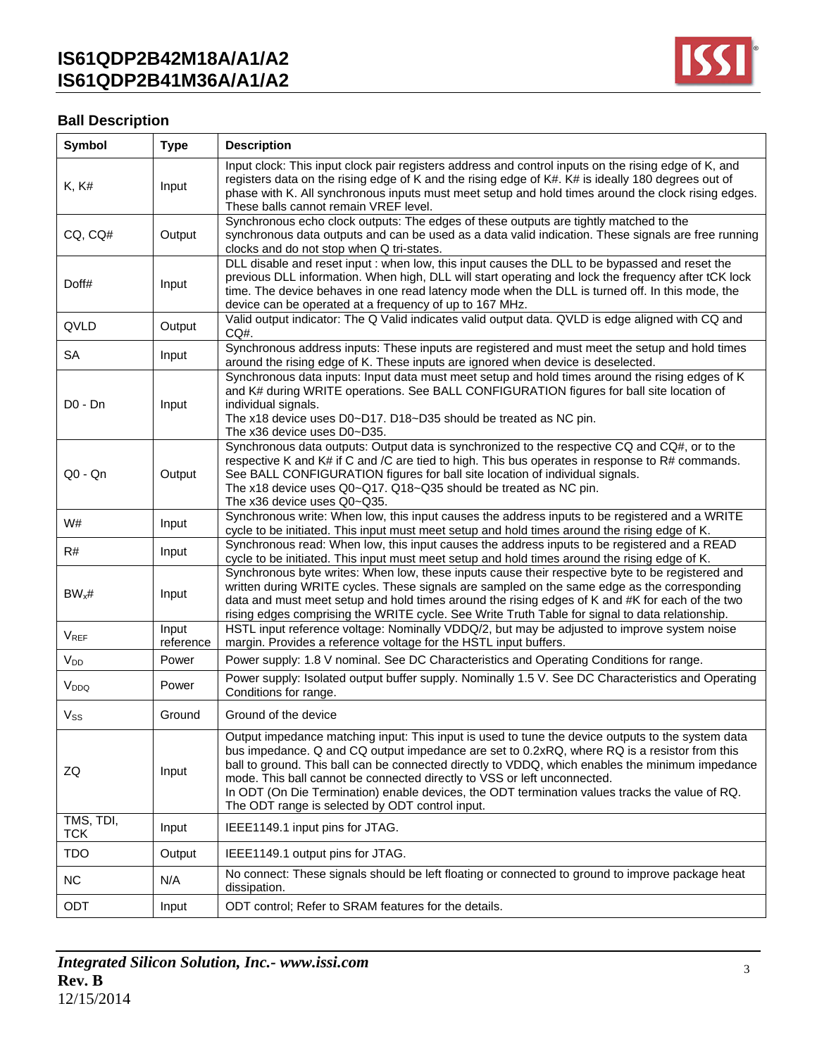## Ball Description

| Symbol | Type | Description |
|---|---|---|
| K, K# | Input | Input clock: This input clock pair registers address and control inputs on the rising edge of K, and registers data on the rising edge of K and the rising edge of K#. K# is ideally 180 degrees out of phase with K. All synchronous inputs must meet setup and hold times around the clock rising edges. These balls cannot remain VREF level. |
| CQ, CQ# | Output | Synchronous echo clock outputs: The edges of these outputs are tightly matched to the synchronous data outputs and can be used as a data valid indication. These signals are free running clocks and do not stop when Q tri-states. |
| Doff# | Input | DLL disable and reset input : when low, this input causes the DLL to be bypassed and reset the previous DLL information. When high, DLL will start operating and lock the frequency after tCK lock time. The device behaves in one read latency mode when the DLL is turned off. In this mode, the device can be operated at a frequency of up to 167 MHz. |
| QVLD | Output | Valid output indicator: The Q Valid indicates valid output data. QVLD is edge aligned with CQ and CQ#. |
| SA | Input | Synchronous address inputs: These inputs are registered and must meet the setup and hold times around the rising edge of K. These inputs are ignored when device is deselected. |
| D0 - Dn | Input | Synchronous data inputs: Input data must meet setup and hold times around the rising edges of K and K# during WRITE operations. See BALL CONFIGURATION figures for ball site location of individual signals.<br>The x18 device uses D0~D17. D18~D35 should be treated as NC pin.<br>The x36 device uses D0~D35. |
| Q0 - Qn | Output | Synchronous data outputs: Output data is synchronized to the respective CQ and CQ#, or to the respective K and K# if C and /C are tied to high. This bus operates in response to R# commands. See BALL CONFIGURATION figures for ball site location of individual signals.<br>The x18 device uses Q0~Q17. Q18~Q35 should be treated as NC pin.<br>The x36 device uses Q0~Q35. |
| W# | Input | Synchronous write: When low, this input causes the address inputs to be registered and a WRITE cycle to be initiated. This input must meet setup and hold times around the rising edge of K. |
| R# | Input | Synchronous read: When low, this input causes the address inputs to be registered and a READ cycle to be initiated. This input must meet setup and hold times around the rising edge of K. |
| $BW_x$# | Input | Synchronous byte writes: When low, these inputs cause their respective byte to be registered and written during WRITE cycles. These signals are sampled on the same edge as the corresponding data and must meet setup and hold times around the rising edges of K and #K for each of the two rising edges comprising the WRITE cycle. See Write Truth Table for signal to data relationship. |
| $V_{REF}$ | Input reference | HSTL input reference voltage: Nominally VDDQ/2, but may be adjusted to improve system noise margin. Provides a reference voltage for the HSTL input buffers. |
| $V_{DD}$ | Power | Power supply: 1.8 V nominal. See DC Characteristics and Operating Conditions for range. |
| $V_{DDQ}$ | Power | Power supply: Isolated output buffer supply. Nominally 1.5 V. See DC Characteristics and Operating Conditions for range. |
| $V_{SS}$ | Ground | Ground of the device |
| ZQ | Input | Output impedance matching input: This input is used to tune the device outputs to the system data bus impedance. Q and CQ output impedance are set to 0.2xRQ, where RQ is a resistor from this ball to ground. This ball can be connected directly to VDDQ, which enables the minimum impedance mode. This ball cannot be connected directly to VSS or left unconnected.<br>In ODT (On Die Termination) enable devices, the ODT termination values tracks the value of RQ. The ODT range is selected by ODT control input. |
| TMS, TDI, TCK | Input | IEEE1149.1 input pins for JTAG. |
| TDO | Output | IEEE1149.1 output pins for JTAG. |
| NC | N/A | No connect: These signals should be left floating or connected to ground to improve package heat dissipation. |
| ODT | Input | ODT control; Refer to SRAM features for the details. |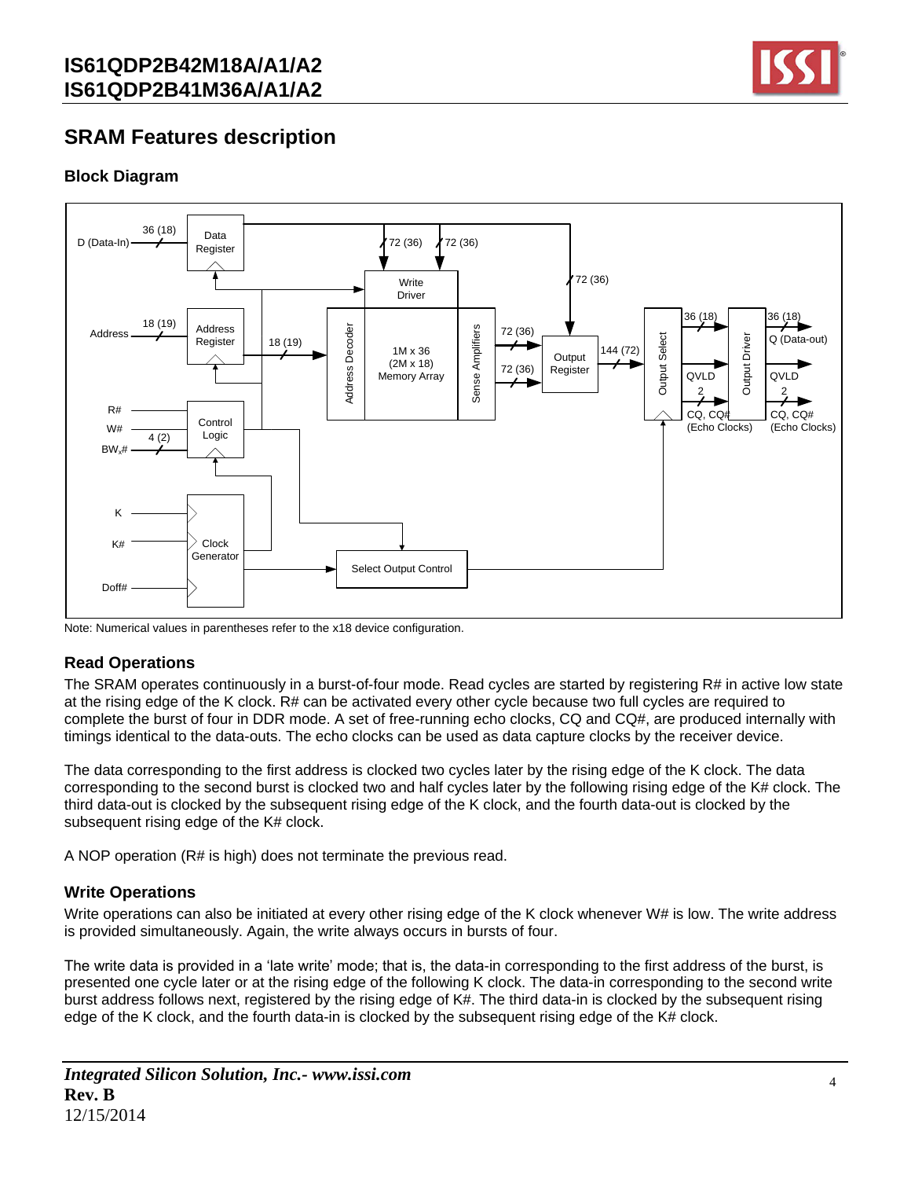## SRAM Features description

### Block Diagram

Note: Numerical values in parentheses refer to the x18 device configuration.

### Read Operations

The SRAM operates continuously in a burst-of-four mode. Read cycles are started by registering R# in active low state at the rising edge of the K clock. R# can be activated every other cycle because two full cycles are required to complete the burst of four in DDR mode. A set of free-running echo clocks, CQ and CQ#, are produced internally with timings identical to the data-outs. The echo clocks can be used as data capture clocks by the receiver device.

The data corresponding to the first address is clocked two cycles later by the rising edge of the K clock. The data corresponding to the second burst is clocked two and half cycles later by the following rising edge of the K# clock. The third data-out is clocked by the subsequent rising edge of the K clock, and the fourth data-out is clocked by the subsequent rising edge of the K# clock.

A NOP operation (R# is high) does not terminate the previous read.

### Write Operations

Write operations can also be initiated at every other rising edge of the K clock whenever W# is low. The write address is provided simultaneously. Again, the write always occurs in bursts of four.

The write data is provided in a 'late write' mode; that is, the data-in corresponding to the first address of the burst, is presented one cycle later or at the rising edge of the following K clock. The data-in corresponding to the second write burst address follows next, registered by the rising edge of K#. The third data-in is clocked by the subsequent rising edge of the K clock, and the fourth data-in is clocked by the subsequent rising edge of the K# clock.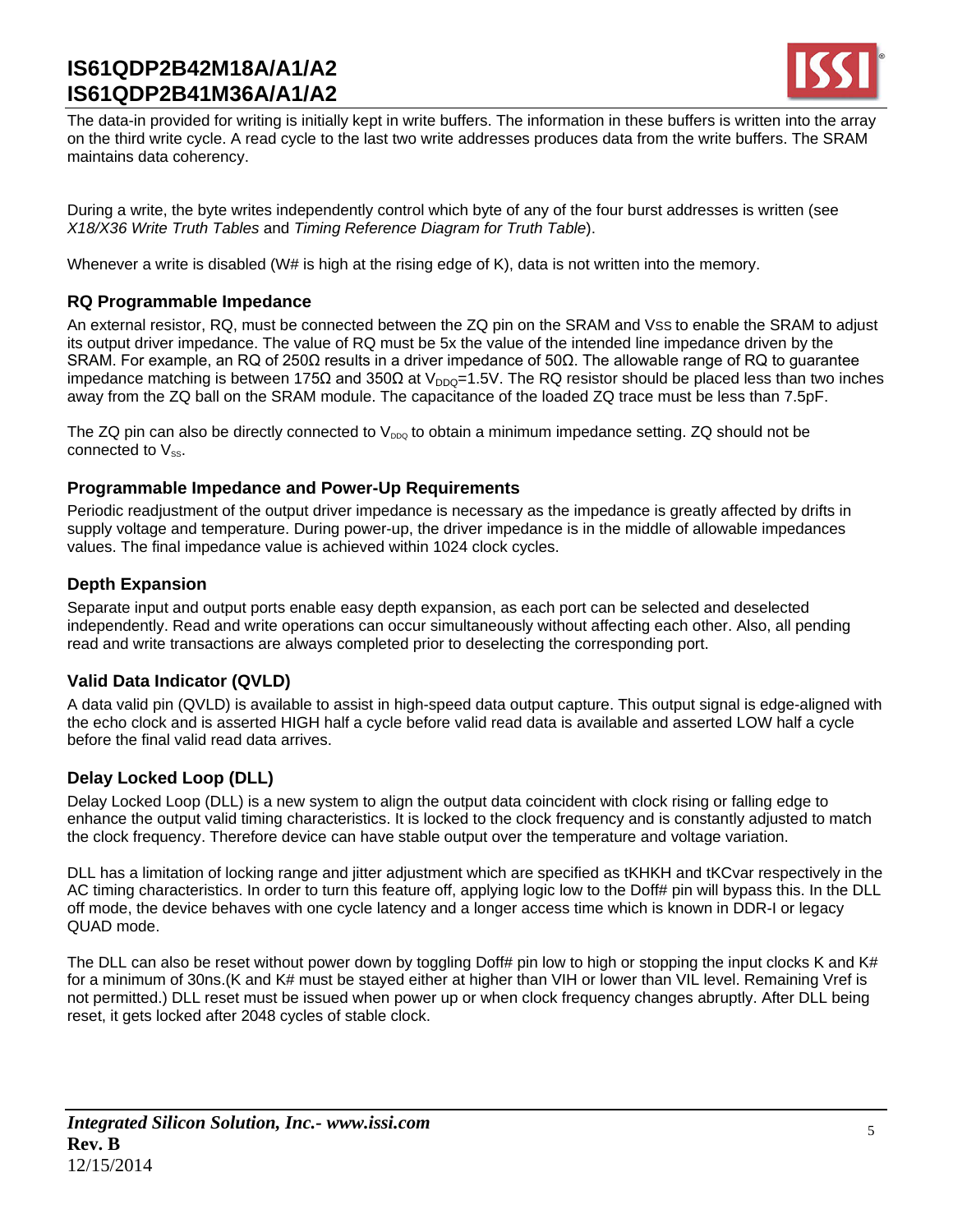The data-in provided for writing is initially kept in write buffers. The information in these buffers is written into the array on the third write cycle. A read cycle to the last two write addresses produces data from the write buffers. The SRAM maintains data coherency.

During a write, the byte writes independently control which byte of any of the four burst addresses is written (see *X18/X36 Write Truth Tables* and *Timing Reference Diagram for Truth Table*).

Whenever a write is disabled (W# is high at the rising edge of K), data is not written into the memory.

### RQ Programmable Impedance

An external resistor, RQ, must be connected between the ZQ pin on the SRAM and VSS to enable the SRAM to adjust its output driver impedance. The value of RQ must be 5x the value of the intended line impedance driven by the SRAM. For example, an RQ of 250Ω results in a driver impedance of 50Ω. The allowable range of RQ to guarantee impedance matching is between 175Ω and 350Ω at $V_{DDQ}$=1.5V. The RQ resistor should be placed less than two inches away from the ZQ ball on the SRAM module. The capacitance of the loaded ZQ trace must be less than 7.5pF.

The ZQ pin can also be directly connected to $V_{DDQ}$ to obtain a minimum impedance setting. ZQ should not be connected to $V_{SS}$.

### Programmable Impedance and Power-Up Requirements

Periodic readjustment of the output driver impedance is necessary as the impedance is greatly affected by drifts in supply voltage and temperature. During power-up, the driver impedance is in the middle of allowable impedances values. The final impedance value is achieved within 1024 clock cycles.

### Depth Expansion

Separate input and output ports enable easy depth expansion, as each port can be selected and deselected independently. Read and write operations can occur simultaneously without affecting each other. Also, all pending read and write transactions are always completed prior to deselecting the corresponding port.

### Valid Data Indicator (QVLD)

A data valid pin (QVLD) is available to assist in high-speed data output capture. This output signal is edge-aligned with the echo clock and is asserted HIGH half a cycle before valid read data is available and asserted LOW half a cycle before the final valid read data arrives.

### Delay Locked Loop (DLL)

Delay Locked Loop (DLL) is a new system to align the output data coincident with clock rising or falling edge to enhance the output valid timing characteristics. It is locked to the clock frequency and is constantly adjusted to match the clock frequency. Therefore device can have stable output over the temperature and voltage variation.

DLL has a limitation of locking range and jitter adjustment which are specified as tKHKH and tKCvar respectively in the AC timing characteristics. In order to turn this feature off, applying logic low to the Doff# pin will bypass this. In the DLL off mode, the device behaves with one cycle latency and a longer access time which is known in DDR-I or legacy QUAD mode.

The DLL can also be reset without power down by toggling Doff# pin low to high or stopping the input clocks K and K# for a minimum of 30ns.(K and K# must be stayed either at higher than VIH or lower than VIL level. Remaining Vref is not permitted.) DLL reset must be issued when power up or when clock frequency changes abruptly. After DLL being reset, it gets locked after 2048 cycles of stable clock.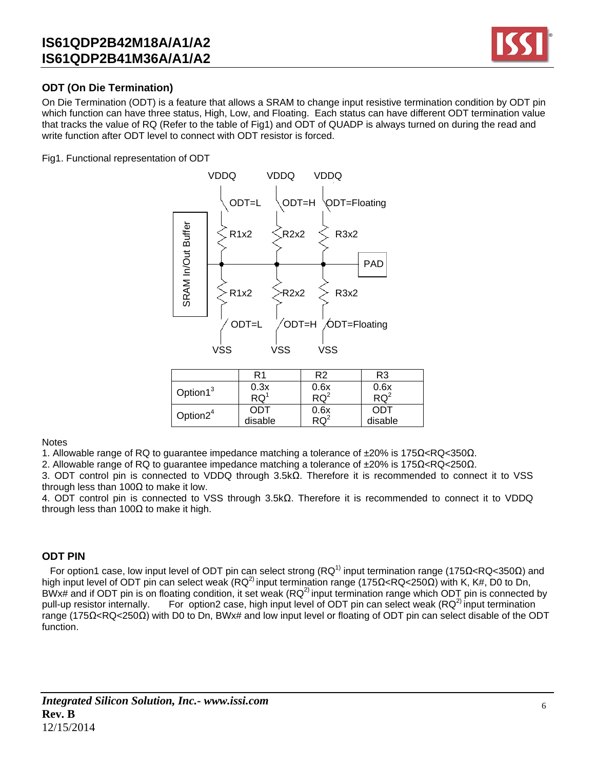## ODT (On Die Termination)

On Die Termination (ODT) is a feature that allows a SRAM to change input resistive termination condition by ODT pin which function can have three status, High, Low, and Floating. Each status can have different ODT termination value that tracks the value of RQ (Refer to the table of Fig1) and ODT of QUADP is always turned on during the read and write function after ODT level to connect with ODT resistor is forced.

Fig1. Functional representation of ODT

| | R1 | R2 | R3 |
|---|---|---|---|
| Option1[3] | 0.3x RQ[1] | 0.6x RQ[2] | 0.6x RQ[2] |
| Option2[4] | ODT disable | 0.6x RQ[2] | ODT disable |

Notes

1. Allowable range of RQ to guarantee impedance matching a tolerance of ±20% is 175Ω<RQ<350Ω.
2. Allowable range of RQ to guarantee impedance matching a tolerance of ±20% is 175Ω<RQ<250Ω.
3. ODT control pin is connected to VDDQ through 3.5kΩ. Therefore it is recommended to connect it to VSS through less than 100Ω to make it low.
4. ODT control pin is connected to VSS through 3.5kΩ. Therefore it is recommended to connect it to VDDQ through less than 100Ω to make it high.

## ODT PIN

For option1 case, low input level of ODT pin can select strong (RQ[1)]) input termination range (175Ω<RQ<350Ω) and high input level of ODT pin can select weak (RQ[2)]) input termination range (175Ω<RQ<250Ω) with K, K#, D0 to Dn, BWx# and if ODT pin is on floating condition, it set weak (RQ[2)]) input termination range which ODT pin is connected by pull-up resistor internally. For option2 case, high input level of ODT pin can select weak (RQ[2)]) input termination range (175Ω<RQ<250Ω) with D0 to Dn, BWx# and low input level or floating of ODT pin can select disable of the ODT function.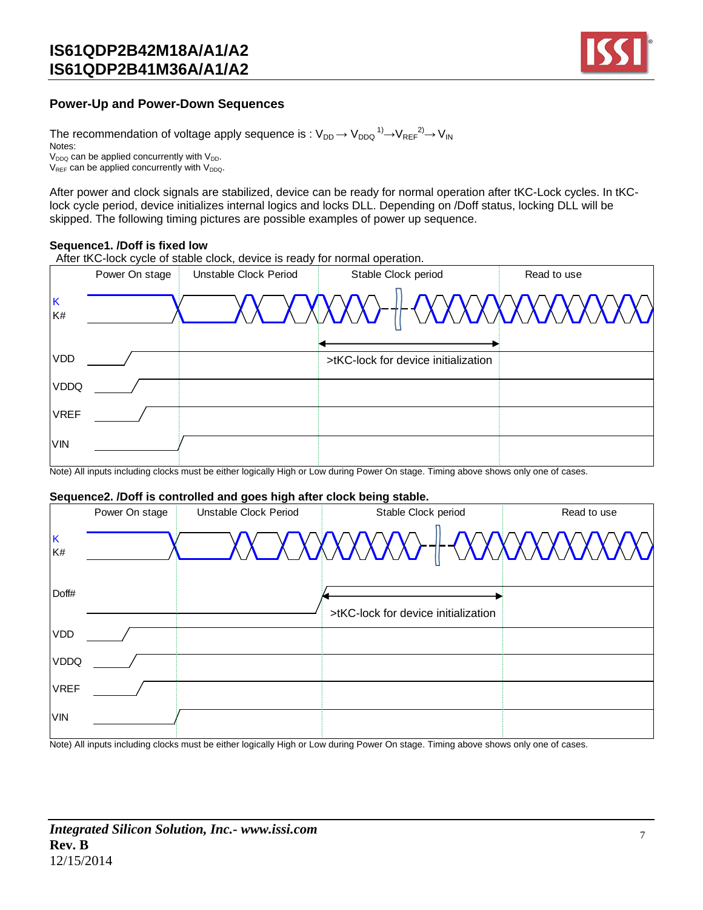## Power-Up and Power-Down Sequences

The recommendation of voltage apply sequence is : $V_{DD} \rightarrow V_{DDQ}$ [1]$\rightarrow V_{REF}$ [2]$\rightarrow V_{IN}$

Notes:

$V_{DDQ}$ can be applied concurrently with $V_{DD}$.

$V_{REF}$ can be applied concurrently with $V_{DDQ}$.

After power and clock signals are stabilized, device can be ready for normal operation after tKC-Lock cycles. In tKC-lock cycle period, device initializes internal logics and locks DLL. Depending on /Doff status, locking DLL will be skipped. The following timing pictures are possible examples of power up sequence.

**Sequence1. /Doff is fixed low**

After tKC-lock cycle of stable clock, device is ready for normal operation.

Power On stage | Unstable Clock Period | Stable Clock period | Read to use

K, K#, VDD, VDDQ, VREF, VIN

>tKC-lock for device initialization

Note) All inputs including clocks must be either logically High or Low during Power On stage. Timing above shows only one of cases.

**Sequence2. /Doff is controlled and goes high after clock being stable.**

Power On stage | Unstable Clock Period | Stable Clock period | Read to use

K, K#, Doff#, VDD, VDDQ, VREF, VIN

>tKC-lock for device initialization

Note) All inputs including clocks must be either logically High or Low during Power On stage. Timing above shows only one of cases.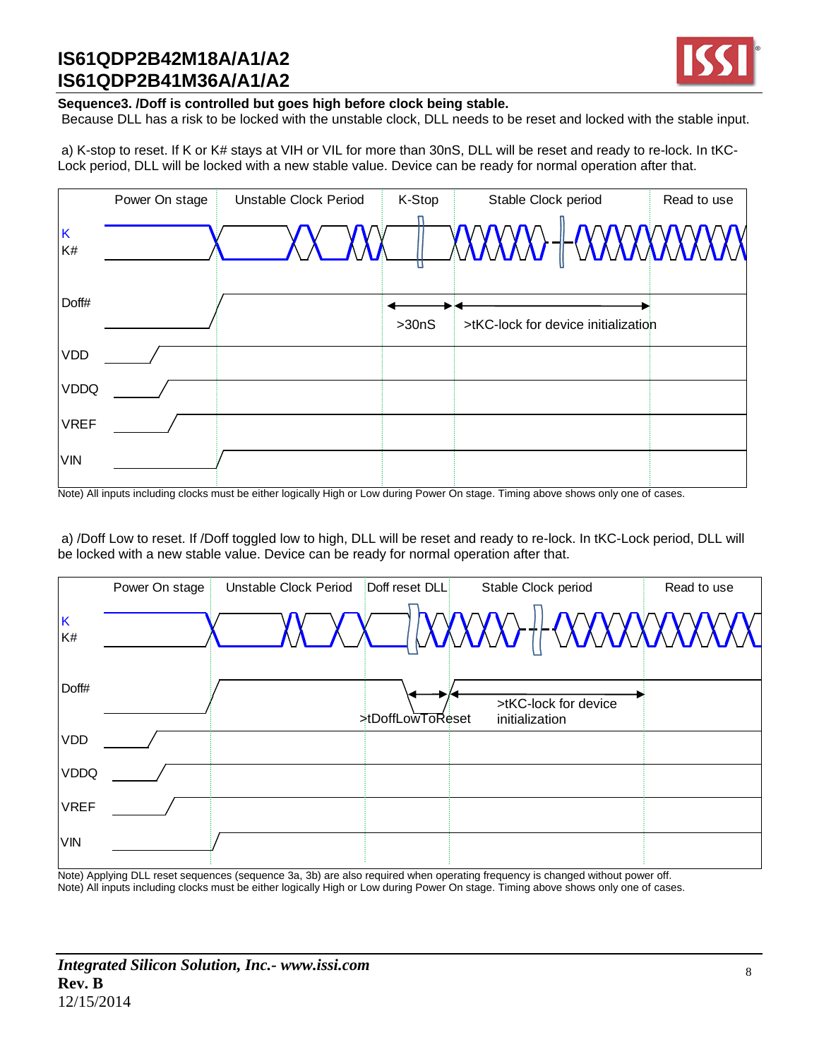**Sequence3. /Doff is controlled but goes high before clock being stable.**

Because DLL has a risk to be locked with the unstable clock, DLL needs to be reset and locked with the stable input.

a) K-stop to reset. If K or K# stays at VIH or VIL for more than 30nS, DLL will be reset and ready to re-lock. In tKC-Lock period, DLL will be locked with a new stable value. Device can be ready for normal operation after that.

Power On stage | Unstable Clock Period | K-Stop | Stable Clock period | Read to use

K
K#

Doff#

>30nS

>tKC-lock for device initialization

VDD

VDDQ

VREF

VIN

Note) All inputs including clocks must be either logically High or Low during Power On stage. Timing above shows only one of cases.

a) /Doff Low to reset. If /Doff toggled low to high, DLL will be reset and ready to re-lock. In tKC-Lock period, DLL will be locked with a new stable value. Device can be ready for normal operation after that.

Power On stage | Unstable Clock Period | Doff reset DLL | Stable Clock period | Read to use

K
K#

Doff#

>tDoffLowToReset

>tKC-lock for device initialization

VDD

VDDQ

VREF

VIN

Note) Applying DLL reset sequences (sequence 3a, 3b) are also required when operating frequency is changed without power off.
Note) All inputs including clocks must be either logically High or Low during Power On stage. Timing above shows only one of cases.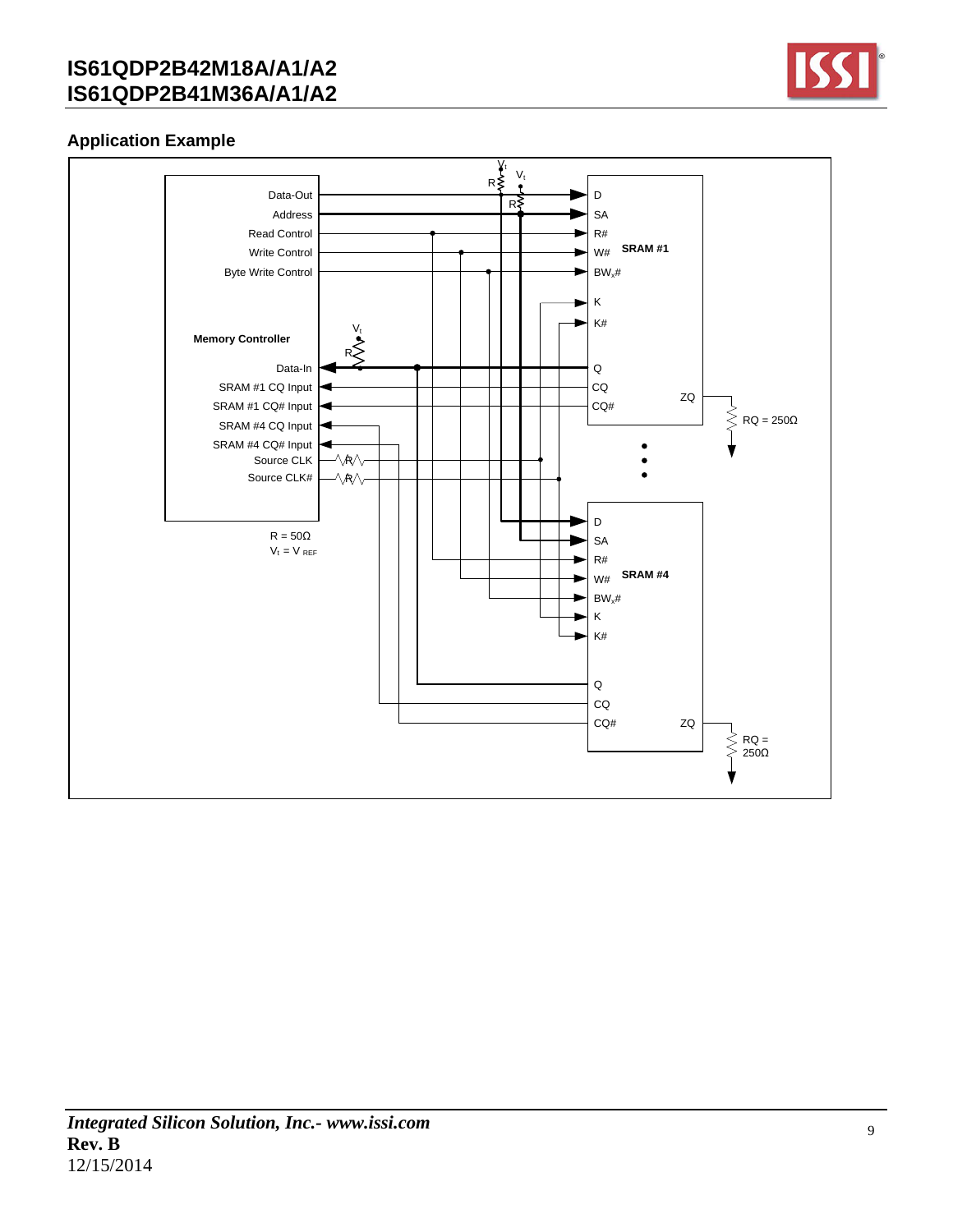## Application Example

Memory Controller

Data-Out
Address
Read Control
Write Control
Byte Write Control
Data-In
SRAM #1 CQ Input
SRAM #1 CQ# Input
SRAM #4 CQ Input
SRAM #4 CQ# Input
Source CLK
Source CLK#

SRAM #1: D, SA, R#, W#, $BW_x$#, K, K#, Q, CQ, CQ#, ZQ

RQ = 250Ω

SRAM #4: D, SA, R#, W#, $BW_x$#, K, K#, Q, CQ, CQ#, ZQ

RQ = 250Ω

R = 50Ω
$V_t$ = $V_{REF}$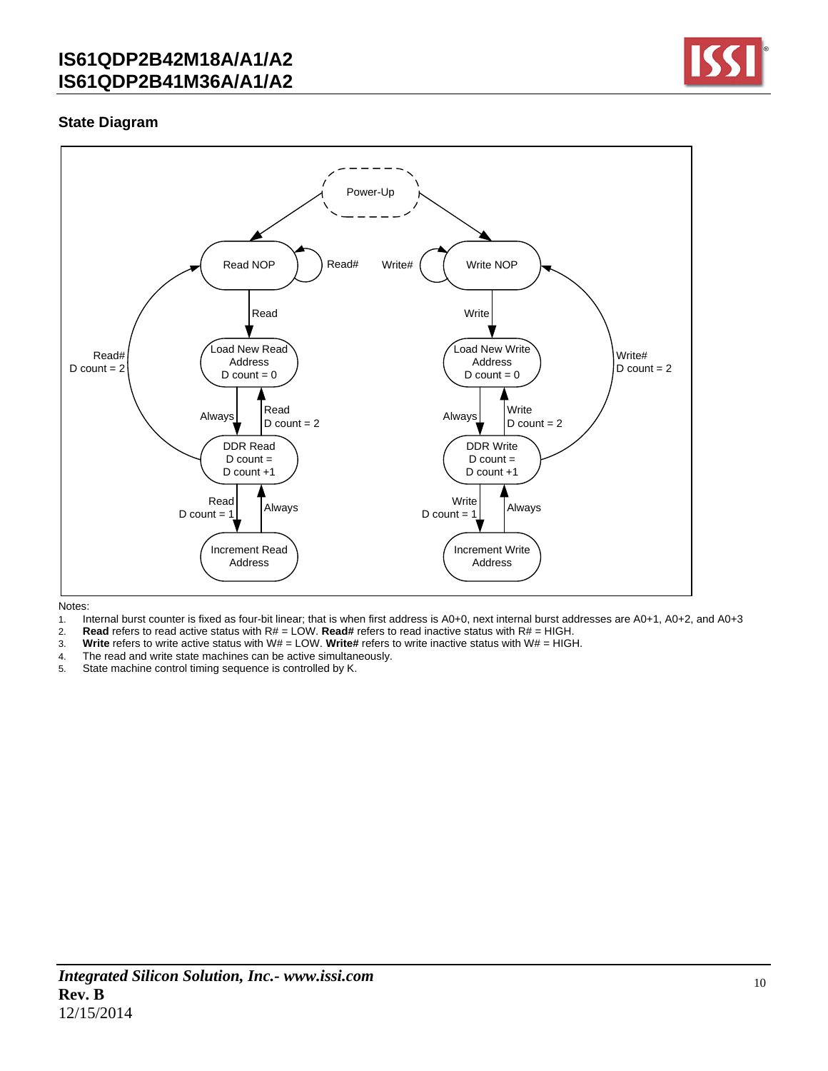## State Diagram

Power-Up

Read NOP — Read#

Write# — Write NOP

Read

Write

Read#
D count = 2

Load New Read Address
D count = 0

Load New Write Address
D count = 0

Write#
D count = 2

Always

Read
D count = 2

Always

Write
D count = 2

DDR Read
D count =
D count +1

DDR Write
D count =
D count +1

Read
D count = 1

Always

Write
D count = 1

Always

Increment Read Address

Increment Write Address

Notes:

1. Internal burst counter is fixed as four-bit linear; that is when first address is A0+0, next internal burst addresses are A0+1, A0+2, and A0+3
2. **Read** refers to read active status with R# = LOW. **Read#** refers to read inactive status with R# = HIGH.
3. **Write** refers to write active status with W# = LOW. **Write#** refers to write inactive status with W# = HIGH.
4. The read and write state machines can be active simultaneously.
5. State machine control timing sequence is controlled by K.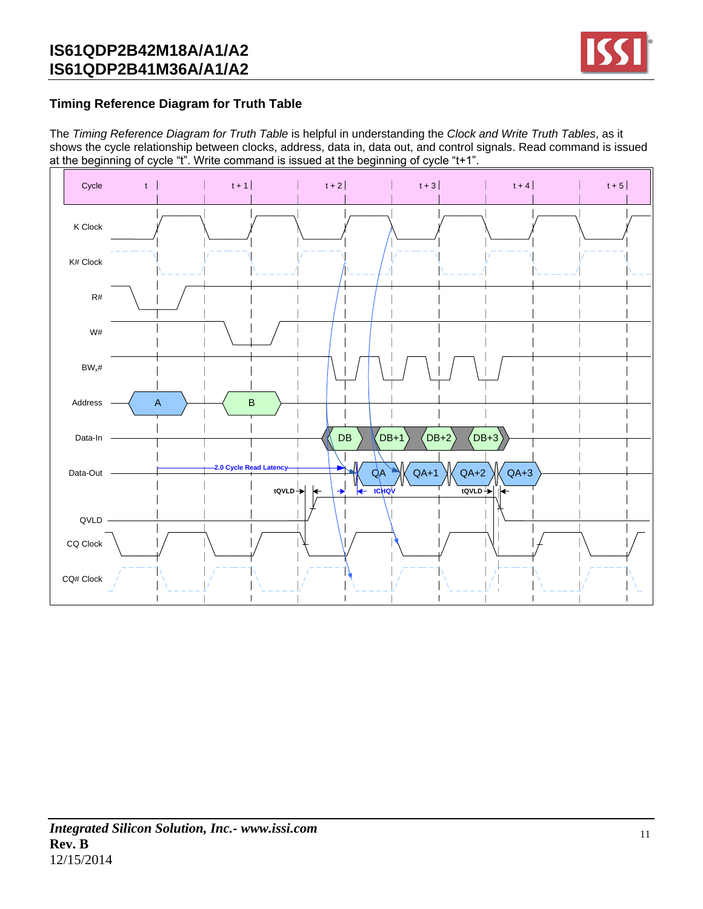## Timing Reference Diagram for Truth Table

The *Timing Reference Diagram for Truth Table* is helpful in understanding the *Clock and Write Truth Tables*, as it shows the cycle relationship between clocks, address, data in, data out, and control signals. Read command is issued at the beginning of cycle "t". Write command is issued at the beginning of cycle "t+1".

Cycle: t, t + 1, t + 2, t + 3, t + 4, t + 5

K Clock

K# Clock

R#

W#

$BW_x$#

Address: A, B

Data-In: DB, DB+1, DB+2, DB+3

Data-Out: QA, QA+1, QA+2, QA+3

2.0 Cycle Read Latency

tQVLD, tCHQV, tQVLD

QVLD

CQ Clock

CQ# Clock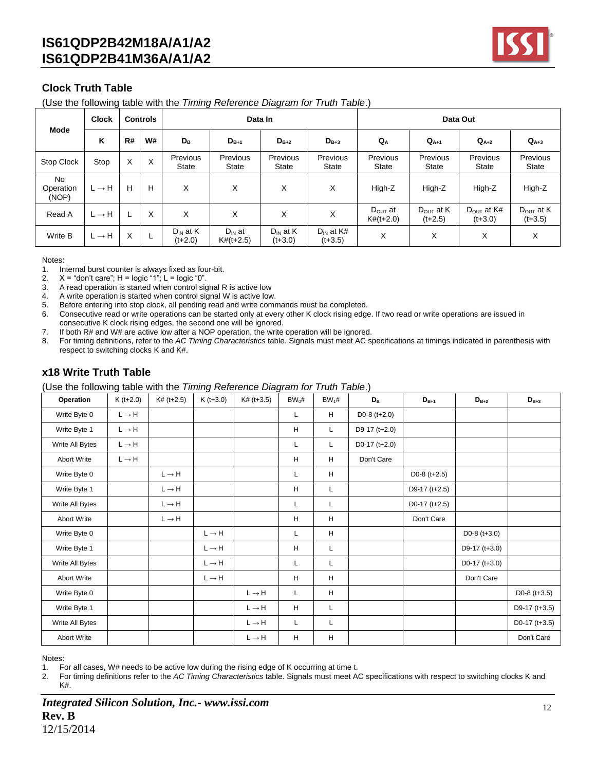## Clock Truth Table

(Use the following table with the *Timing Reference Diagram for Truth Table*.)

| Mode | Clock | Controls | | Data In | | | | Data Out | | | |
|---|---|---|---|---|---|---|---|---|---|---|---|
| | K | R# | W# | $D_B$ | $D_{B+1}$ | $D_{B+2}$ | $D_{B+3}$ | $Q_A$ | $Q_{A+1}$ | $Q_{A+2}$ | $Q_{A+3}$ |
| Stop Clock | Stop | X | X | Previous State | Previous State | Previous State | Previous State | Previous State | Previous State | Previous State | Previous State |
| No Operation (NOP) | L→H | H | H | X | X | X | X | High-Z | High-Z | High-Z | High-Z |
| Read A | L→H | L | X | X | X | X | X | $D_{OUT}$ at K#(t+2.0) | $D_{OUT}$ at K (t+2.5) | $D_{OUT}$ at K# (t+3.0) | $D_{OUT}$ at K (t+3.5) |
| Write B | L→H | X | L | $D_{IN}$ at K (t+2.0) | $D_{IN}$ at K#(t+2.5) | $D_{IN}$ at K (t+3.0) | $D_{IN}$ at K# (t+3.5) | X | X | X | X |

Notes:
1. Internal burst counter is always fixed as four-bit.
2. X = "don't care"; H = logic "1"; L = logic "0".
3. A read operation is started when control signal R is active low
4. A write operation is started when control signal W is active low.
5. Before entering into stop clock, all pending read and write commands must be completed.
6. Consecutive read or write operations can be started only at every other K clock rising edge. If two read or write operations are issued in consecutive K clock rising edges, the second one will be ignored.
7. If both R# and W# are active low after a NOP operation, the write operation will be ignored.
8. For timing definitions, refer to the *AC Timing Characteristics* table. Signals must meet AC specifications at timings indicated in parenthesis with respect to switching clocks K and K#.

## x18 Write Truth Table

(Use the following table with the *Timing Reference Diagram for Truth Table*.)

| Operation | K (t+2.0) | K# (t+2.5) | K (t+3.0) | K# (t+3.5) | $BW_0$# | $BW_1$# | $D_B$ | $D_{B+1}$ | $D_{B+2}$ | $D_{B+3}$ |
|---|---|---|---|---|---|---|---|---|---|---|
| Write Byte 0 | L→H | | | | L | H | D0-8 (t+2.0) | | | |
| Write Byte 1 | L→H | | | | H | L | D9-17 (t+2.0) | | | |
| Write All Bytes | L→H | | | | L | L | D0-17 (t+2.0) | | | |
| Abort Write | L→H | | | | H | H | Don't Care | | | |
| Write Byte 0 | | L→H | | | L | H | | D0-8 (t+2.5) | | |
| Write Byte 1 | | L→H | | | H | L | | D9-17 (t+2.5) | | |
| Write All Bytes | | L→H | | | L | L | | D0-17 (t+2.5) | | |
| Abort Write | | L→H | | | H | H | | Don't Care | | |
| Write Byte 0 | | | L→H | | L | H | | | D0-8 (t+3.0) | |
| Write Byte 1 | | | L→H | | H | L | | | D9-17 (t+3.0) | |
| Write All Bytes | | | L→H | | L | L | | | D0-17 (t+3.0) | |
| Abort Write | | | L→H | | H | H | | | Don't Care | |
| Write Byte 0 | | | | L→H | L | H | | | | D0-8 (t+3.5) |
| Write Byte 1 | | | | L→H | H | L | | | | D9-17 (t+3.5) |
| Write All Bytes | | | | L→H | L | L | | | | D0-17 (t+3.5) |
| Abort Write | | | | L→H | H | H | | | | Don't Care |

Notes:
1. For all cases, W# needs to be active low during the rising edge of K occurring at time t.
2. For timing definitions refer to the *AC Timing Characteristics* table. Signals must meet AC specifications with respect to switching clocks K and K#.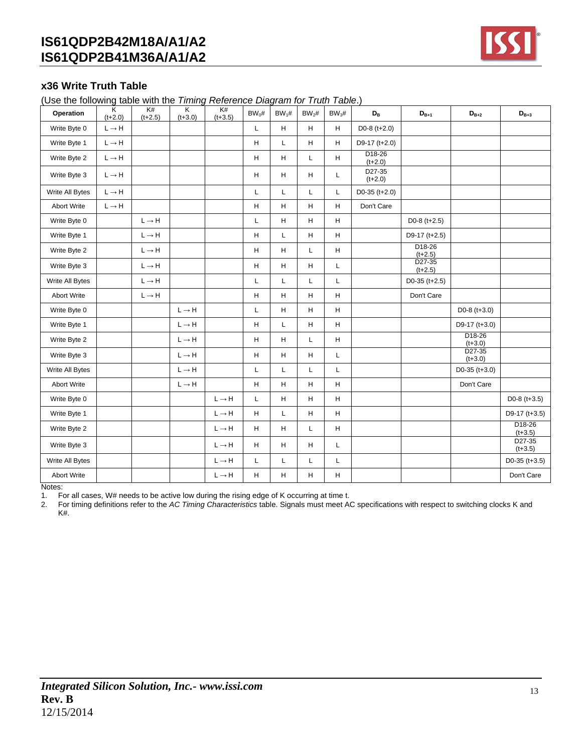## x36 Write Truth Table

(Use the following table with the *Timing Reference Diagram for Truth Table*.)

| Operation | K (t+2.0) | K# (t+2.5) | K (t+3.0) | K# (t+3.5) | $BW_0$# | $BW_1$# | $BW_2$# | $BW_3$# | $D_B$ | $D_{B+1}$ | $D_{B+2}$ | $D_{B+3}$ |
|---|---|---|---|---|---|---|---|---|---|---|---|---|
| Write Byte 0 | L → H | | | | L | H | H | H | D0-8 (t+2.0) | | | |
| Write Byte 1 | L → H | | | | H | L | H | H | D9-17 (t+2.0) | | | |
| Write Byte 2 | L → H | | | | H | H | L | H | D18-26 (t+2.0) | | | |
| Write Byte 3 | L → H | | | | H | H | H | L | D27-35 (t+2.0) | | | |
| Write All Bytes | L → H | | | | L | L | L | L | D0-35 (t+2.0) | | | |
| Abort Write | L → H | | | | H | H | H | H | Don't Care | | | |
| Write Byte 0 | | L → H | | | L | H | H | H | | D0-8 (t+2.5) | | |
| Write Byte 1 | | L → H | | | H | L | H | H | | D9-17 (t+2.5) | | |
| Write Byte 2 | | L → H | | | H | H | L | H | | D18-26 (t+2.5) | | |
| Write Byte 3 | | L → H | | | H | H | H | L | | D27-35 (t+2.5) | | |
| Write All Bytes | | L → H | | | L | L | L | L | | D0-35 (t+2.5) | | |
| Abort Write | | L → H | | | H | H | H | H | | Don't Care | | |
| Write Byte 0 | | | L → H | | L | H | H | H | | | D0-8 (t+3.0) | |
| Write Byte 1 | | | L → H | | H | L | H | H | | | D9-17 (t+3.0) | |
| Write Byte 2 | | | L → H | | H | H | L | H | | | D18-26 (t+3.0) | |
| Write Byte 3 | | | L → H | | H | H | H | L | | | D27-35 (t+3.0) | |
| Write All Bytes | | | L → H | | L | L | L | L | | | D0-35 (t+3.0) | |
| Abort Write | | | L → H | | H | H | H | H | | | Don't Care | |
| Write Byte 0 | | | | L → H | L | H | H | H | | | | D0-8 (t+3.5) |
| Write Byte 1 | | | | L → H | H | L | H | H | | | | D9-17 (t+3.5) |
| Write Byte 2 | | | | L → H | H | H | L | H | | | | D18-26 (t+3.5) |
| Write Byte 3 | | | | L → H | H | H | H | L | | | | D27-35 (t+3.5) |
| Write All Bytes | | | | L → H | L | L | L | L | | | | D0-35 (t+3.5) |
| Abort Write | | | | L → H | H | H | H | H | | | | Don't Care |

Notes:

1. For all cases, W# needs to be active low during the rising edge of K occurring at time t.
2. For timing definitions refer to the *AC Timing Characteristics* table. Signals must meet AC specifications with respect to switching clocks K and K#.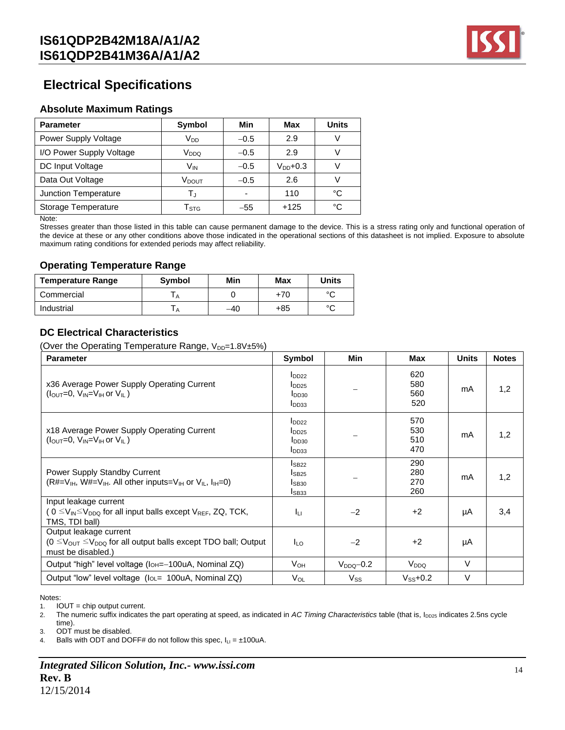# Electrical Specifications

### Absolute Maximum Ratings

| Parameter | Symbol | Min | Max | Units |
|---|---|---|---|---|
| Power Supply Voltage | $V_{DD}$ | –0.5 | 2.9 | V |
| I/O Power Supply Voltage | $V_{DDQ}$ | –0.5 | 2.9 | V |
| DC Input Voltage | $V_{IN}$ | –0.5 | $V_{DD}$+0.3 | V |
| Data Out Voltage | $V_{DOUT}$ | –0.5 | 2.6 | V |
| Junction Temperature | $T_J$ | - | 110 | °C |
| Storage Temperature | $T_{STG}$ | –55 | +125 | °C |

Note:
Stresses greater than those listed in this table can cause permanent damage to the device. This is a stress rating only and functional operation of the device at these or any other conditions above those indicated in the operational sections of this datasheet is not implied. Exposure to absolute maximum rating conditions for extended periods may affect reliability.

### Operating Temperature Range

| Temperature Range | Symbol | Min | Max | Units |
|---|---|---|---|---|
| Commercial | $T_A$ | 0 | +70 | °C |
| Industrial | $T_A$ | –40 | +85 | °C |

### DC Electrical Characteristics

(Over the Operating Temperature Range, $V_{DD}$=1.8V±5%)

| Parameter | Symbol | Min | Max | Units | Notes |
|---|---|---|---|---|---|
| x36 Average Power Supply Operating Current ($I_{OUT}$=0, $V_{IN}$=$V_{IH}$ or $V_{IL}$ ) | $I_{DD22}$<br>$I_{DD25}$<br>$I_{DD30}$<br>$I_{DD33}$ | – | 620<br>580<br>560<br>520 | mA | 1,2 |
| x18 Average Power Supply Operating Current ($I_{OUT}$=0, $V_{IN}$=$V_{IH}$ or $V_{IL}$ ) | $I_{DD22}$<br>$I_{DD25}$<br>$I_{DD30}$<br>$I_{DD33}$ | – | 570<br>530<br>510<br>470 | mA | 1,2 |
| Power Supply Standby Current (R#=$V_{IH}$, W#=$V_{IH}$. All other inputs=$V_{IH}$ or $V_{IL}$, $I_{IH}$=0) | $I_{SB22}$<br>$I_{SB25}$<br>$I_{SB30}$<br>$I_{SB33}$ | – | 290<br>280<br>270<br>260 | mA | 1,2 |
| Input leakage current ( 0 ≤$V_{IN}$≤$V_{DDQ}$ for all input balls except $V_{REF}$, ZQ, TCK, TMS, TDI ball) | $I_{LI}$ | –2 | +2 | µA | 3,4 |
| Output leakage current (0 ≤$V_{OUT}$ ≤$V_{DDQ}$ for all output balls except TDO ball; Output must be disabled.) | $I_{LO}$ | –2 | +2 | µA | |
| Output "high" level voltage ($I_{OH}$=–100uA, Nominal ZQ) | $V_{OH}$ | $V_{DDQ}$–0.2 | $V_{DDQ}$ | V | |
| Output "low" level voltage ($I_{OL}$= 100uA, Nominal ZQ) | $V_{OL}$ | $V_{SS}$ | $V_{SS}$+0.2 | V | |

Notes:
1. IOUT = chip output current.
2. The numeric suffix indicates the part operating at speed, as indicated in *AC Timing Characteristics* table (that is, $I_{DD25}$ indicates 2.5ns cycle time).
3. ODT must be disabled.
4. Balls with ODT and DOFF# do not follow this spec, $I_{LI}$ = ±100uA.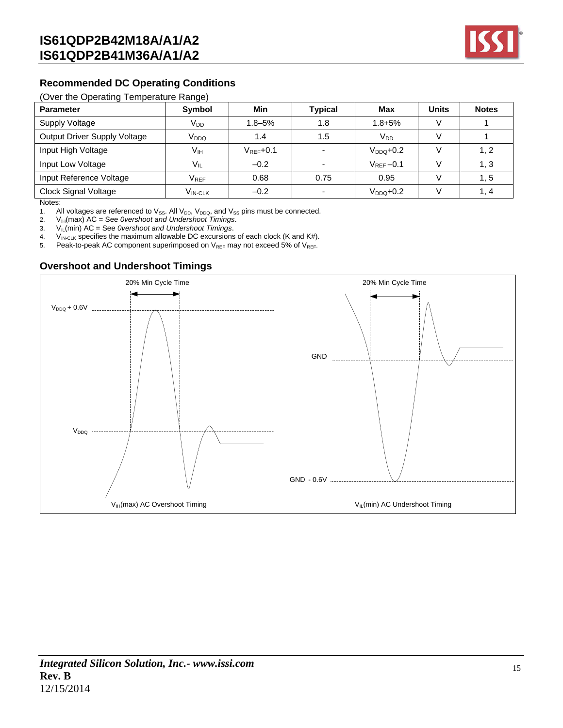## Recommended DC Operating Conditions

(Over the Operating Temperature Range)

| Parameter | Symbol | Min | Typical | Max | Units | Notes |
|---|---|---|---|---|---|---|
| Supply Voltage | $V_{DD}$ | 1.8–5% | 1.8 | 1.8+5% | V | 1 |
| Output Driver Supply Voltage | $V_{DDQ}$ | 1.4 | 1.5 | $V_{DD}$ | V | 1 |
| Input High Voltage | $V_{IH}$ | $V_{REF}$+0.1 | - | $V_{DDQ}$+0.2 | V | 1, 2 |
| Input Low Voltage | $V_{IL}$ | –0.2 | - | $V_{REF}$–0.1 | V | 1, 3 |
| Input Reference Voltage | $V_{REF}$ | 0.68 | 0.75 | 0.95 | V | 1, 5 |
| Clock Signal Voltage | $V_{IN-CLK}$ | –0.2 | - | $V_{DDQ}$+0.2 | V | 1, 4 |

Notes:

1. All voltages are referenced to $V_{SS}$. All $V_{DD}$, $V_{DDQ}$, and $V_{SS}$ pins must be connected.
2. $V_{IH}$(max) AC = See *Overshoot and Undershoot Timings*.
3. $V_{IL}$(min) AC = See *Overshoot and Undershoot Timings*.
4. $V_{IN-CLK}$ specifies the maximum allowable DC excursions of each clock (K and K#).
5. Peak-to-peak AC component superimposed on $V_{REF}$ may not exceed 5% of $V_{REF}$.

## Overshoot and Undershoot Timings

20% Min Cycle Time

$V_{DDQ}$ + 0.6V

$V_{DDQ}$

$V_{IH}$(max) AC Overshoot Timing

20% Min Cycle Time

GND

GND - 0.6V

$V_{IL}$(min) AC Undershoot Timing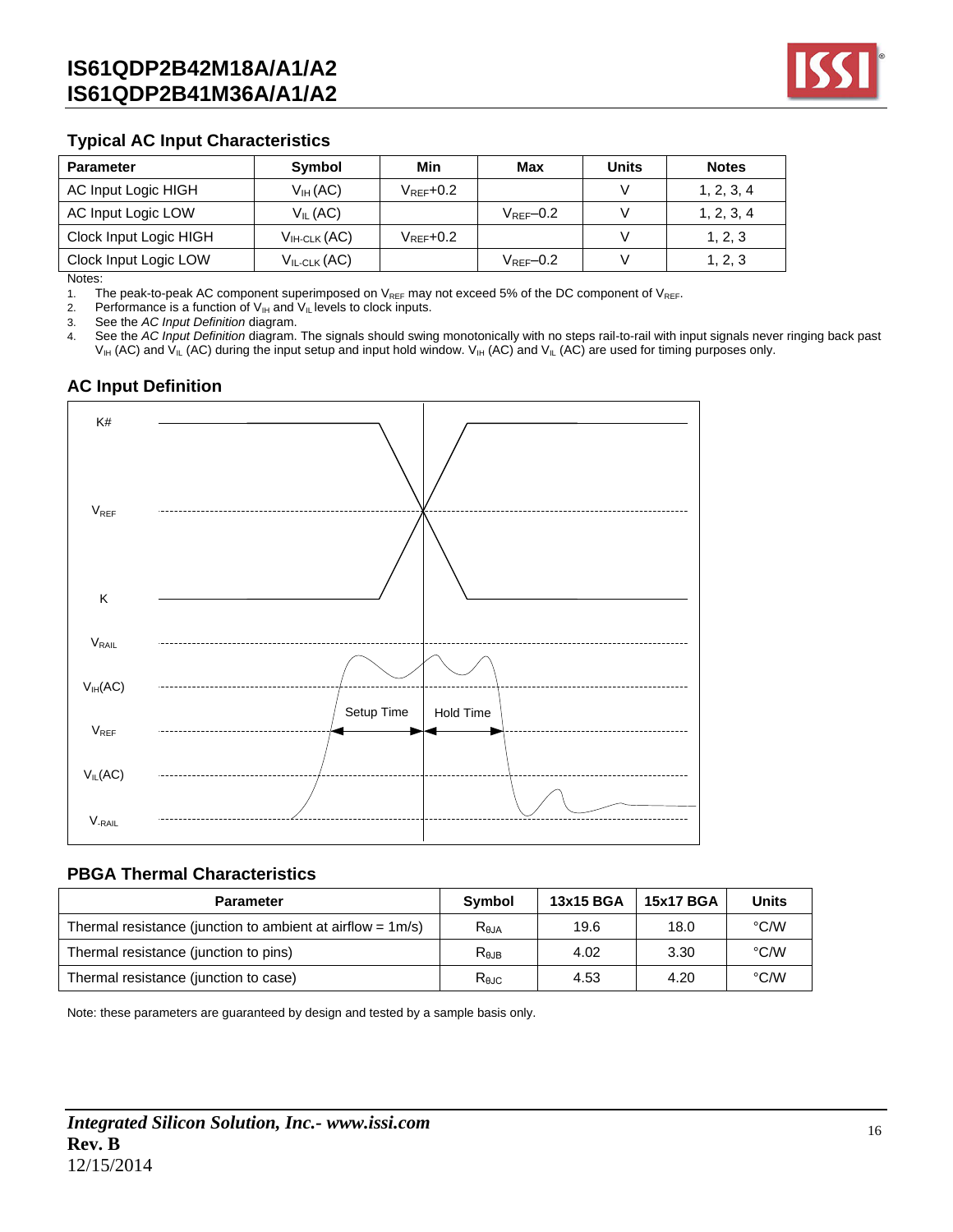## Typical AC Input Characteristics

| Parameter | Symbol | Min | Max | Units | Notes |
|---|---|---|---|---|---|
| AC Input Logic HIGH | $V_{IH}$ (AC) | $V_{REF}$+0.2 | | V | 1, 2, 3, 4 |
| AC Input Logic LOW | $V_{IL}$ (AC) | | $V_{REF}$–0.2 | V | 1, 2, 3, 4 |
| Clock Input Logic HIGH | $V_{IH\text{-}CLK}$ (AC) | $V_{REF}$+0.2 | | V | 1, 2, 3 |
| Clock Input Logic LOW | $V_{IL\text{-}CLK}$ (AC) | | $V_{REF}$–0.2 | V | 1, 2, 3 |

Notes:

1. The peak-to-peak AC component superimposed on $V_{REF}$ may not exceed 5% of the DC component of $V_{REF}$.
2. Performance is a function of $V_{IH}$ and $V_{IL}$ levels to clock inputs.
3. See the *AC Input Definition* diagram.
4. See the *AC Input Definition* diagram. The signals should swing monotonically with no steps rail-to-rail with input signals never ringing back past $V_{IH}$ (AC) and $V_{IL}$ (AC) during the input setup and input hold window. $V_{IH}$ (AC) and $V_{IL}$ (AC) are used for timing purposes only.

## AC Input Definition

K#

$V_{REF}$

K

$V_{RAIL}$

$V_{IH}$(AC)

Setup Time

Hold Time

$V_{REF}$

$V_{IL}$(AC)

$V_{-RAIL}$

## PBGA Thermal Characteristics

| Parameter | Symbol | 13x15 BGA | 15x17 BGA | Units |
|---|---|---|---|---|
| Thermal resistance (junction to ambient at airflow = 1m/s) | $R_{\theta JA}$ | 19.6 | 18.0 | °C/W |
| Thermal resistance (junction to pins) | $R_{\theta JB}$ | 4.02 | 3.30 | °C/W |
| Thermal resistance (junction to case) | $R_{\theta JC}$ | 4.53 | 4.20 | °C/W |

Note: these parameters are guaranteed by design and tested by a sample basis only.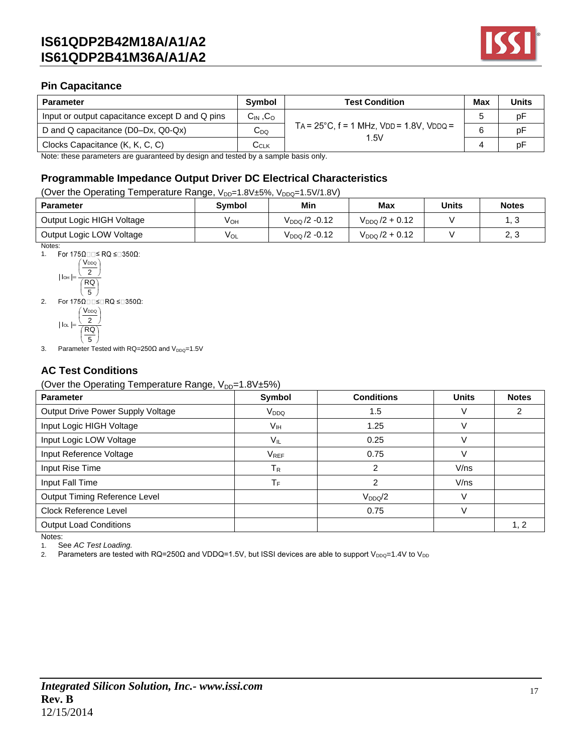## Pin Capacitance

| Parameter | Symbol | Test Condition | Max | Units |
|---|---|---|---|---|
| Input or output capacitance except D and Q pins | $C_{IN}$ ,$C_O$ | $T_A$ = 25°C, f = 1 MHz, $V_{DD}$ = 1.8V, $V_{DDQ}$ = 1.5V | 5 | pF |
| D and Q capacitance (D0–Dx, Q0-Qx) | $C_{DQ}$ | | 6 | pF |
| Clocks Capacitance (K, K, C, C) | $C_{CLK}$ | | 4 | pF |

Note: these parameters are guaranteed by design and tested by a sample basis only.

## Programmable Impedance Output Driver DC Electrical Characteristics

(Over the Operating Temperature Range, $V_{DD}$=1.8V±5%, $V_{DDQ}$=1.5V/1.8V)

| Parameter | Symbol | Min | Max | Units | Notes |
|---|---|---|---|---|---|
| Output Logic HIGH Voltage | $V_{OH}$ | $V_{DDQ}$ /2 -0.12 | $V_{DDQ}$ /2 + 0.12 | V | 1, 3 |
| Output Logic LOW Voltage | $V_{OL}$ | $V_{DDQ}$ /2 -0.12 | $V_{DDQ}$ /2 + 0.12 | V | 2, 3 |

Notes:

1. For 175Ω ≤ RQ ≤ 350Ω:

$$|I_{OH}| = \frac{\left(\frac{V_{DDQ}}{2}\right)}{\left(\frac{RQ}{5}\right)}$$

2. For 175Ω ≤ RQ ≤ 350Ω:

$$|I_{OL}| = \frac{\left(\frac{V_{DDQ}}{2}\right)}{\left(\frac{RQ}{5}\right)}$$

3. Parameter Tested with RQ=250Ω and $V_{DDQ}$=1.5V

## AC Test Conditions

(Over the Operating Temperature Range, $V_{DD}$=1.8V±5%)

| Parameter | Symbol | Conditions | Units | Notes |
|---|---|---|---|---|
| Output Drive Power Supply Voltage | $V_{DDQ}$ | 1.5 | V | 2 |
| Input Logic HIGH Voltage | $V_{IH}$ | 1.25 | V | |
| Input Logic LOW Voltage | $V_{IL}$ | 0.25 | V | |
| Input Reference Voltage | $V_{REF}$ | 0.75 | V | |
| Input Rise Time | $T_R$ | 2 | V/ns | |
| Input Fall Time | $T_F$ | 2 | V/ns | |
| Output Timing Reference Level | | $V_{DDQ}$/2 | V | |
| Clock Reference Level | | 0.75 | V | |
| Output Load Conditions | | | | 1, 2 |

Notes:

1. See *AC Test Loading.*
2. Parameters are tested with RQ=250Ω and VDDQ=1.5V, but ISSI devices are able to support $V_{DDQ}$=1.4V to $V_{DD}$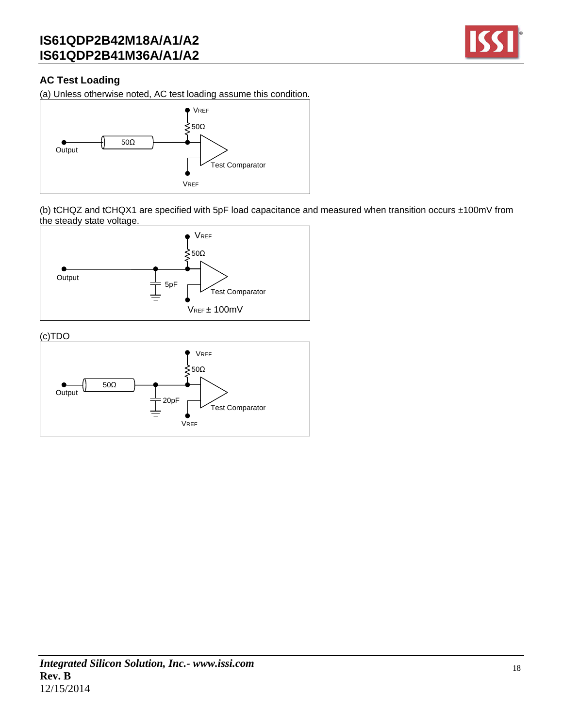## AC Test Loading

(a) Unless otherwise noted, AC test loading assume this condition.

(b) tCHQZ and tCHQX1 are specified with 5pF load capacitance and measured when transition occurs ±100mV from the steady state voltage.

(c)TDO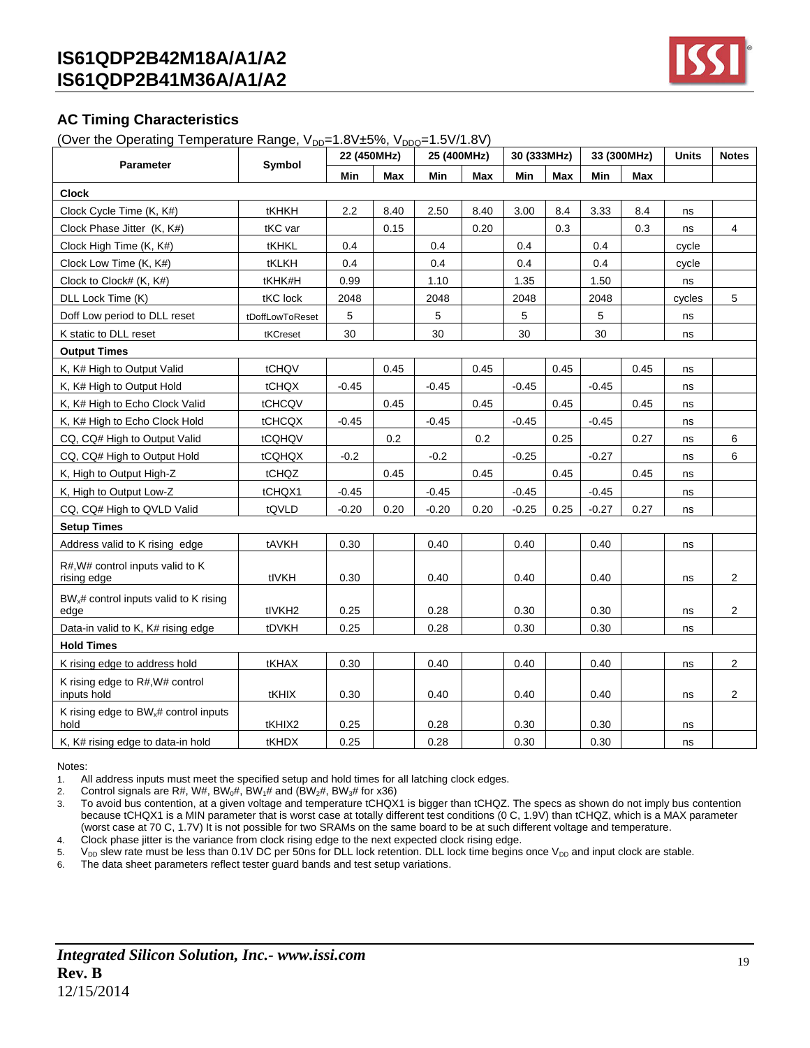## AC Timing Characteristics

(Over the Operating Temperature Range, $V_{DD}$=1.8V±5%, $V_{DDQ}$=1.5V/1.8V)

| Parameter | Symbol | 22 (450MHz) | | 25 (400MHz) | | 30 (333MHz) | | 33 (300MHz) | | Units | Notes |
|---|---|---|---|---|---|---|---|---|---|---|---|
| | | Min | Max | Min | Max | Min | Max | Min | Max | | |
| **Clock** | | | | | | | | | | | |
| Clock Cycle Time (K, K#) | tKHKH | 2.2 | 8.40 | 2.50 | 8.40 | 3.00 | 8.4 | 3.33 | 8.4 | ns | |
| Clock Phase Jitter (K, K#) | tKC var | | 0.15 | | 0.20 | | 0.3 | | 0.3 | ns | 4 |
| Clock High Time (K, K#) | tKHKL | 0.4 | | 0.4 | | 0.4 | | 0.4 | | cycle | |
| Clock Low Time (K, K#) | tKLKH | 0.4 | | 0.4 | | 0.4 | | 0.4 | | cycle | |
| Clock to Clock# (K, K#) | tKHK#H | 0.99 | | 1.10 | | 1.35 | | 1.50 | | ns | |
| DLL Lock Time (K) | tKC lock | 2048 | | 2048 | | 2048 | | 2048 | | cycles | 5 |
| Doff Low period to DLL reset | tDoffLowToReset | 5 | | 5 | | 5 | | 5 | | ns | |
| K static to DLL reset | tKCreset | 30 | | 30 | | 30 | | 30 | | ns | |
| **Output Times** | | | | | | | | | | | |
| K, K# High to Output Valid | tCHQV | | 0.45 | | 0.45 | | 0.45 | | 0.45 | ns | |
| K, K# High to Output Hold | tCHQX | -0.45 | | -0.45 | | -0.45 | | -0.45 | | ns | |
| K, K# High to Echo Clock Valid | tCHCQV | | 0.45 | | 0.45 | | 0.45 | | 0.45 | ns | |
| K, K# High to Echo Clock Hold | tCHCQX | -0.45 | | -0.45 | | -0.45 | | -0.45 | | ns | |
| CQ, CQ# High to Output Valid | tCQHQV | | 0.2 | | 0.2 | | 0.25 | | 0.27 | ns | 6 |
| CQ, CQ# High to Output Hold | tCQHQX | -0.2 | | -0.2 | | -0.25 | | -0.27 | | ns | 6 |
| K, K# High to Output High-Z | tCHQZ | | 0.45 | | 0.45 | | 0.45 | | 0.45 | ns | |
| K, High to Output Low-Z | tCHQX1 | -0.45 | | -0.45 | | -0.45 | | -0.45 | | ns | |
| CQ, CQ# High to QVLD Valid | tQVLD | -0.20 | 0.20 | -0.20 | 0.20 | -0.25 | 0.25 | -0.27 | 0.27 | ns | |
| **Setup Times** | | | | | | | | | | | |
| Address valid to K rising edge | tAVKH | 0.30 | | 0.40 | | 0.40 | | 0.40 | | ns | |
| R#,W# control inputs valid to K rising edge | tIVKH | 0.30 | | 0.40 | | 0.40 | | 0.40 | | ns | 2 |
| $BW_x$# control inputs valid to K rising edge | tIVKH2 | 0.25 | | 0.28 | | 0.30 | | 0.30 | | ns | 2 |
| Data-in valid to K, K# rising edge | tDVKH | 0.25 | | 0.28 | | 0.30 | | 0.30 | | ns | |
| **Hold Times** | | | | | | | | | | | |
| K rising edge to address hold | tKHAX | 0.30 | | 0.40 | | 0.40 | | 0.40 | | ns | 2 |
| K rising edge to R#,W# control inputs hold | tKHIX | 0.30 | | 0.40 | | 0.40 | | 0.40 | | ns | 2 |
| K rising edge to $BW_x$# control inputs hold | tKHIX2 | 0.25 | | 0.28 | | 0.30 | | 0.30 | | ns | |
| K, K# rising edge to data-in hold | tKHDX | 0.25 | | 0.28 | | 0.30 | | 0.30 | | ns | |

Notes:

1. All address inputs must meet the specified setup and hold times for all latching clock edges.
2. Control signals are R#, W#, $BW_0$#, $BW_1$# and ($BW_2$#, $BW_3$# for x36)
3. To avoid bus contention, at a given voltage and temperature tCHQX1 is bigger than tCHQZ. The specs as shown do not imply bus contention because tCHQX1 is a MIN parameter that is worst case at totally different test conditions (0 C, 1.9V) than tCHQZ, which is a MAX parameter (worst case at 70 C, 1.7V) It is not possible for two SRAMs on the same board to be at such different voltage and temperature.
4. Clock phase jitter is the variance from clock rising edge to the next expected clock rising edge.
5. $V_{DD}$ slew rate must be less than 0.1V DC per 50ns for DLL lock retention. DLL lock time begins once $V_{DD}$ and input clock are stable.
6. The data sheet parameters reflect tester guard bands and test setup variations.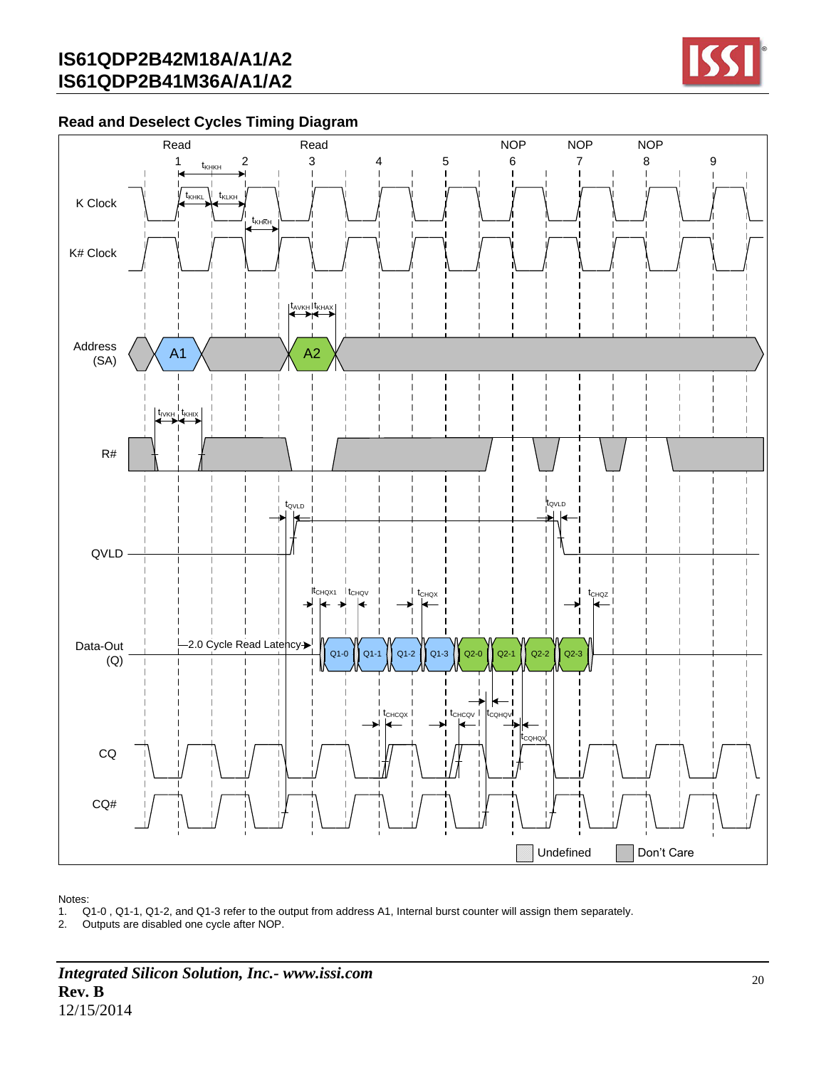## Read and Deselect Cycles Timing Diagram

Notes:

1. Q1-0 , Q1-1, Q1-2, and Q1-3 refer to the output from address A1, Internal burst counter will assign them separately.
2. Outputs are disabled one cycle after NOP.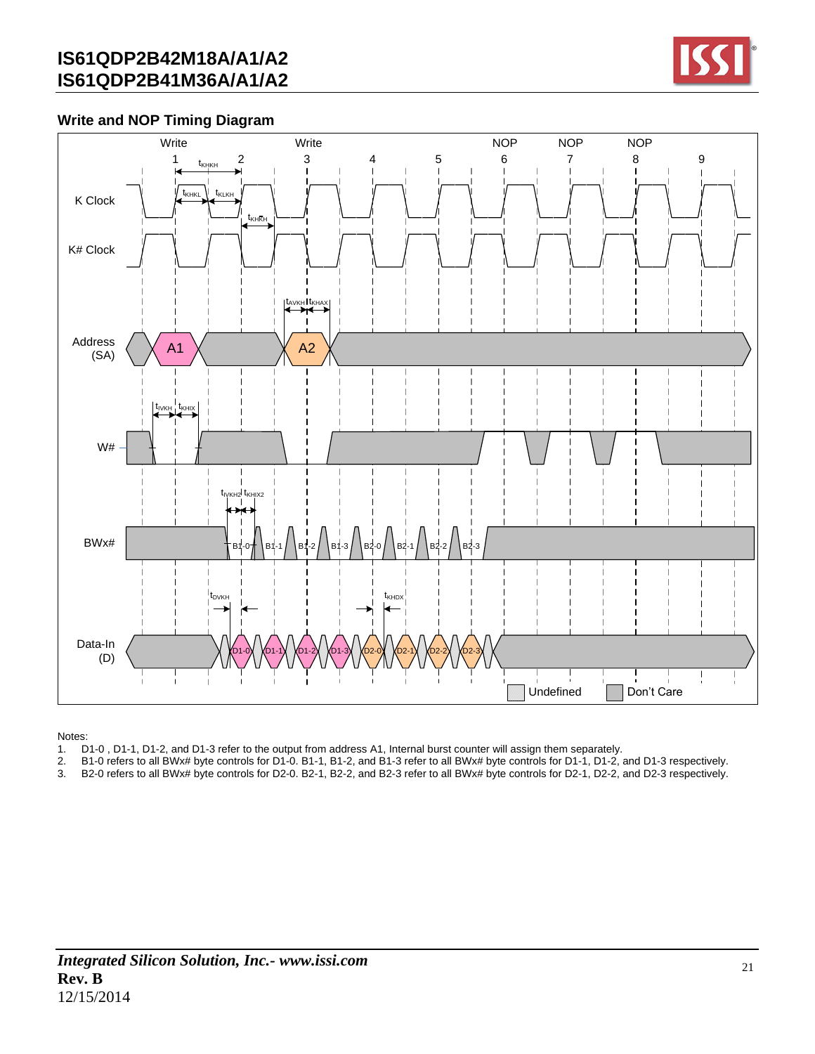## Write and NOP Timing Diagram

Notes:

1. D1-0 , D1-1, D1-2, and D1-3 refer to the output from address A1, Internal burst counter will assign them separately.
2. B1-0 refers to all BWx# byte controls for D1-0. B1-1, B1-2, and B1-3 refer to all BWx# byte controls for D1-1, D1-2, and D1-3 respectively.
3. B2-0 refers to all BWx# byte controls for D2-0. B2-1, B2-2, and B2-3 refer to all BWx# byte controls for D2-1, D2-2, and D2-3 respectively.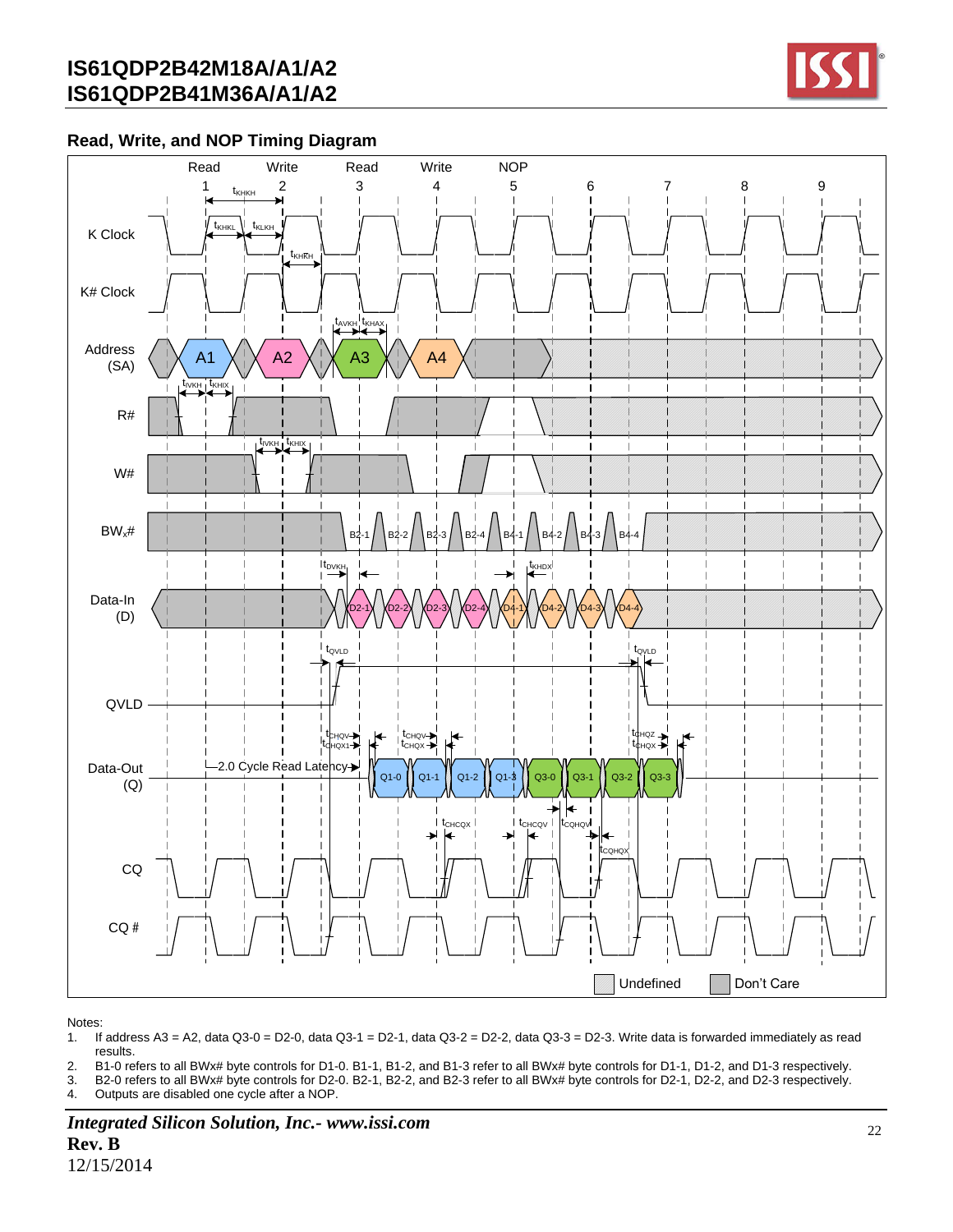## Read, Write, and NOP Timing Diagram

Notes:

1. If address A3 = A2, data Q3-0 = D2-0, data Q3-1 = D2-1, data Q3-2 = D2-2, data Q3-3 = D2-3. Write data is forwarded immediately as read results.
2. B1-0 refers to all BWx# byte controls for D1-0. B1-1, B1-2, and B1-3 refer to all BWx# byte controls for D1-1, D1-2, and D1-3 respectively.
3. B2-0 refers to all BWx# byte controls for D2-0. B2-1, B2-2, and B2-3 refer to all BWx# byte controls for D2-1, D2-2, and D2-3 respectively.
4. Outputs are disabled one cycle after a NOP.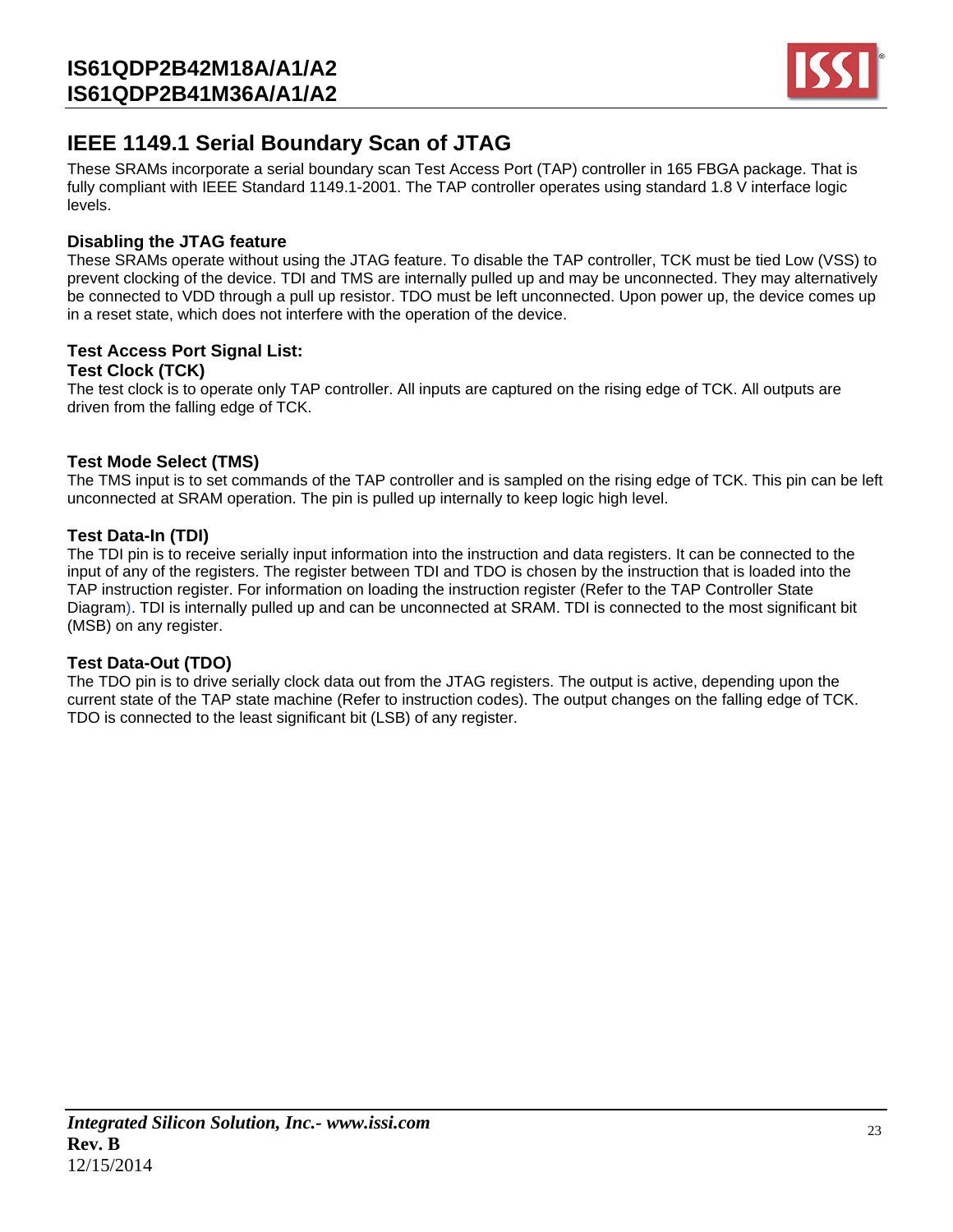## IEEE 1149.1 Serial Boundary Scan of JTAG

These SRAMs incorporate a serial boundary scan Test Access Port (TAP) controller in 165 FBGA package. That is fully compliant with IEEE Standard 1149.1-2001. The TAP controller operates using standard 1.8 V interface logic levels.

### Disabling the JTAG feature

These SRAMs operate without using the JTAG feature. To disable the TAP controller, TCK must be tied Low (VSS) to prevent clocking of the device. TDI and TMS are internally pulled up and may be unconnected. They may alternatively be connected to VDD through a pull up resistor. TDO must be left unconnected. Upon power up, the device comes up in a reset state, which does not interfere with the operation of the device.

### Test Access Port Signal List:

### Test Clock (TCK)

The test clock is to operate only TAP controller. All inputs are captured on the rising edge of TCK. All outputs are driven from the falling edge of TCK.

### Test Mode Select (TMS)

The TMS input is to set commands of the TAP controller and is sampled on the rising edge of TCK. This pin can be left unconnected at SRAM operation. The pin is pulled up internally to keep logic high level.

### Test Data-In (TDI)

The TDI pin is to receive serially input information into the instruction and data registers. It can be connected to the input of any of the registers. The register between TDI and TDO is chosen by the instruction that is loaded into the TAP instruction register. For information on loading the instruction register (Refer to the TAP Controller State Diagram). TDI is internally pulled up and can be unconnected at SRAM. TDI is connected to the most significant bit (MSB) on any register.

### Test Data-Out (TDO)

The TDO pin is to drive serially clock data out from the JTAG registers. The output is active, depending upon the current state of the TAP state machine (Refer to instruction codes). The output changes on the falling edge of TCK. TDO is connected to the least significant bit (LSB) of any register.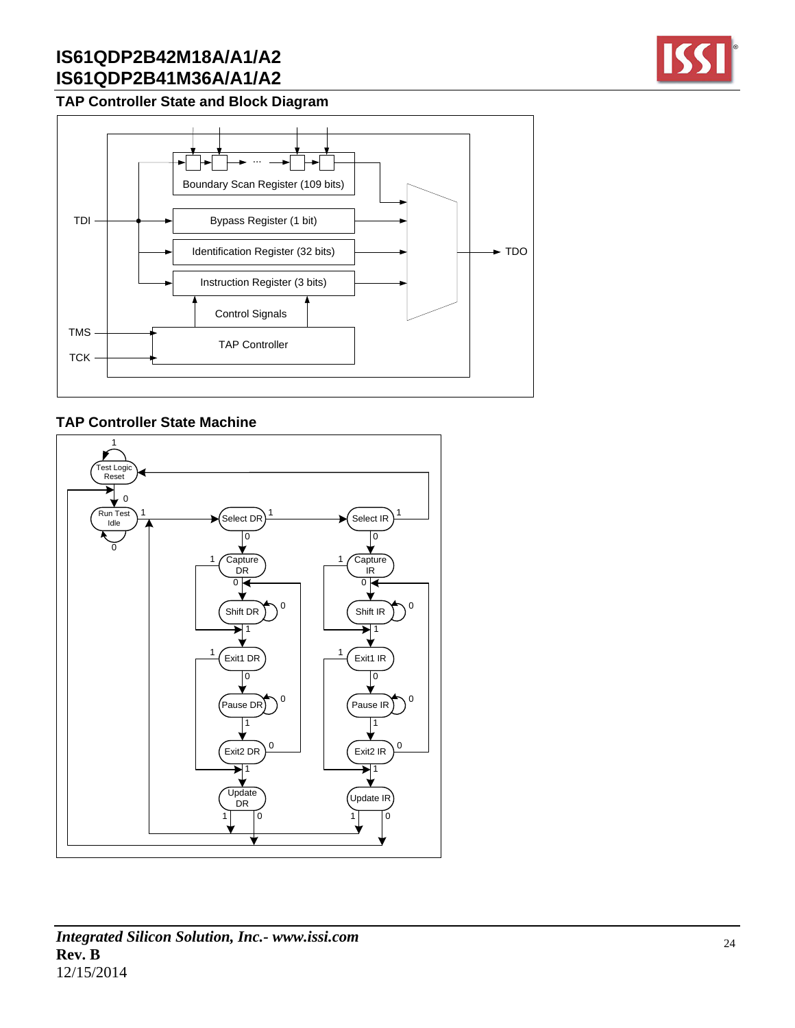## TAP Controller State and Block Diagram

Boundary Scan Register (109 bits)

Bypass Register (1 bit)

Identification Register (32 bits)

Instruction Register (3 bits)

Control Signals

TAP Controller

TDI

TMS

TCK

TDO

## TAP Controller State Machine

Test Logic Reset

Run Test Idle

Select DR

Select IR

Capture DR

Capture IR

Shift DR

Shift IR

Exit1 DR

Exit1 IR

Pause DR

Pause IR

Exit2 DR

Exit2 IR

Update DR

Update IR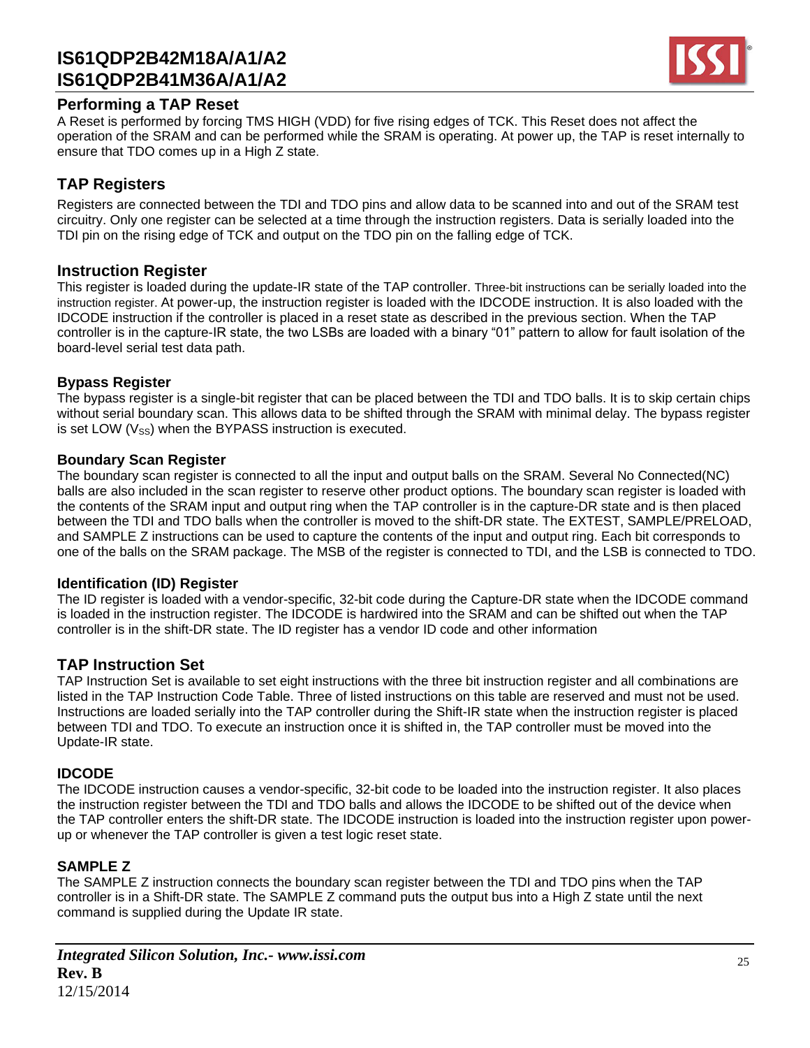## Performing a TAP Reset

A Reset is performed by forcing TMS HIGH (VDD) for five rising edges of TCK. This Reset does not affect the operation of the SRAM and can be performed while the SRAM is operating. At power up, the TAP is reset internally to ensure that TDO comes up in a High Z state.

## TAP Registers

Registers are connected between the TDI and TDO pins and allow data to be scanned into and out of the SRAM test circuitry. Only one register can be selected at a time through the instruction registers. Data is serially loaded into the TDI pin on the rising edge of TCK and output on the TDO pin on the falling edge of TCK.

## Instruction Register

This register is loaded during the update-IR state of the TAP controller. Three-bit instructions can be serially loaded into the instruction register. At power-up, the instruction register is loaded with the IDCODE instruction. It is also loaded with the IDCODE instruction if the controller is placed in a reset state as described in the previous section. When the TAP controller is in the capture-IR state, the two LSBs are loaded with a binary "01" pattern to allow for fault isolation of the board-level serial test data path.

### Bypass Register

The bypass register is a single-bit register that can be placed between the TDI and TDO balls. It is to skip certain chips without serial boundary scan. This allows data to be shifted through the SRAM with minimal delay. The bypass register is set LOW ($V_{SS}$) when the BYPASS instruction is executed.

### Boundary Scan Register

The boundary scan register is connected to all the input and output balls on the SRAM. Several No Connected(NC) balls are also included in the scan register to reserve other product options. The boundary scan register is loaded with the contents of the SRAM input and output ring when the TAP controller is in the capture-DR state and is then placed between the TDI and TDO balls when the controller is moved to the shift-DR state. The EXTEST, SAMPLE/PRELOAD, and SAMPLE Z instructions can be used to capture the contents of the input and output ring. Each bit corresponds to one of the balls on the SRAM package. The MSB of the register is connected to TDI, and the LSB is connected to TDO.

### Identification (ID) Register

The ID register is loaded with a vendor-specific, 32-bit code during the Capture-DR state when the IDCODE command is loaded in the instruction register. The IDCODE is hardwired into the SRAM and can be shifted out when the TAP controller is in the shift-DR state. The ID register has a vendor ID code and other information

## TAP Instruction Set

TAP Instruction Set is available to set eight instructions with the three bit instruction register and all combinations are listed in the TAP Instruction Code Table. Three of listed instructions on this table are reserved and must not be used. Instructions are loaded serially into the TAP controller during the Shift-IR state when the instruction register is placed between TDI and TDO. To execute an instruction once it is shifted in, the TAP controller must be moved into the Update-IR state.

### IDCODE

The IDCODE instruction causes a vendor-specific, 32-bit code to be loaded into the instruction register. It also places the instruction register between the TDI and TDO balls and allows the IDCODE to be shifted out of the device when the TAP controller enters the shift-DR state. The IDCODE instruction is loaded into the instruction register upon power-up or whenever the TAP controller is given a test logic reset state.

### SAMPLE Z

The SAMPLE Z instruction connects the boundary scan register between the TDI and TDO pins when the TAP controller is in a Shift-DR state. The SAMPLE Z command puts the output bus into a High Z state until the next command is supplied during the Update IR state.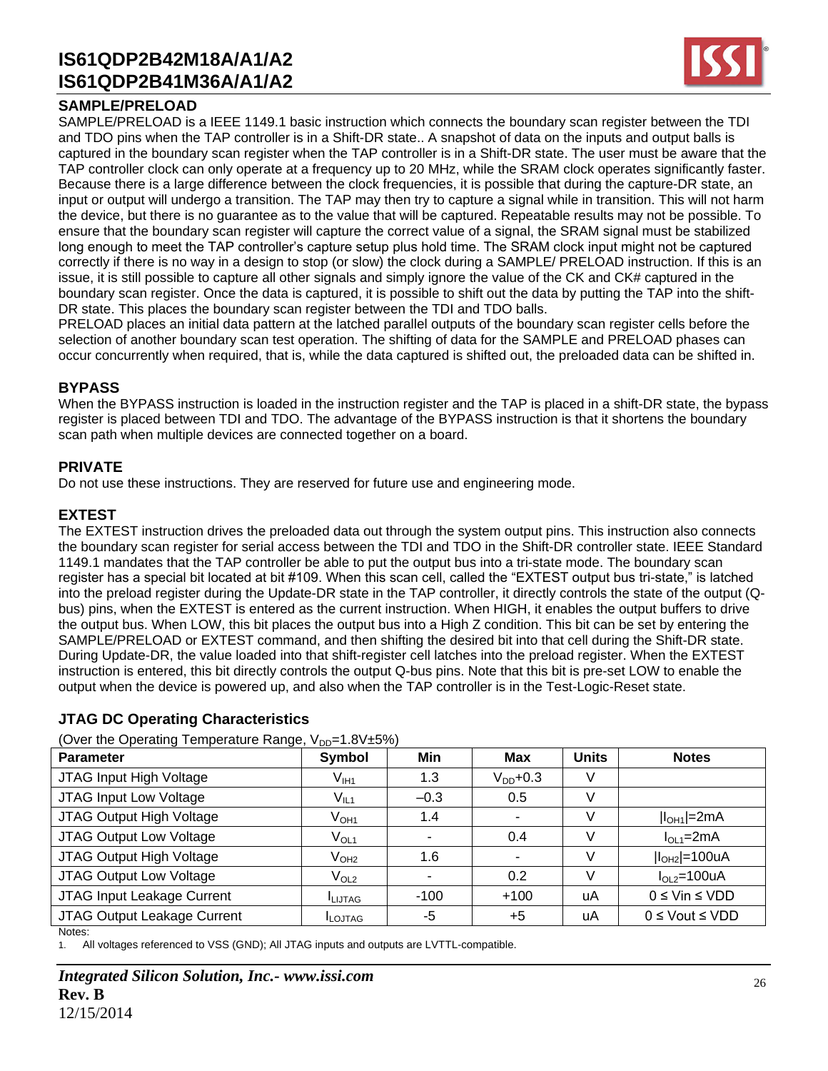## SAMPLE/PRELOAD

SAMPLE/PRELOAD is a IEEE 1149.1 basic instruction which connects the boundary scan register between the TDI and TDO pins when the TAP controller is in a Shift-DR state.. A snapshot of data on the inputs and output balls is captured in the boundary scan register when the TAP controller is in a Shift-DR state. The user must be aware that the TAP controller clock can only operate at a frequency up to 20 MHz, while the SRAM clock operates significantly faster. Because there is a large difference between the clock frequencies, it is possible that during the capture-DR state, an input or output will undergo a transition. The TAP may then try to capture a signal while in transition. This will not harm the device, but there is no guarantee as to the value that will be captured. Repeatable results may not be possible. To ensure that the boundary scan register will capture the correct value of a signal, the SRAM signal must be stabilized long enough to meet the TAP controller's capture setup plus hold time. The SRAM clock input might not be captured correctly if there is no way in a design to stop (or slow) the clock during a SAMPLE/ PRELOAD instruction. If this is an issue, it is still possible to capture all other signals and simply ignore the value of the CK and CK# captured in the boundary scan register. Once the data is captured, it is possible to shift out the data by putting the TAP into the shift-DR state. This places the boundary scan register between the TDI and TDO balls.

PRELOAD places an initial data pattern at the latched parallel outputs of the boundary scan register cells before the selection of another boundary scan test operation. The shifting of data for the SAMPLE and PRELOAD phases can occur concurrently when required, that is, while the data captured is shifted out, the preloaded data can be shifted in.

## BYPASS

When the BYPASS instruction is loaded in the instruction register and the TAP is placed in a shift-DR state, the bypass register is placed between TDI and TDO. The advantage of the BYPASS instruction is that it shortens the boundary scan path when multiple devices are connected together on a board.

## PRIVATE

Do not use these instructions. They are reserved for future use and engineering mode.

## EXTEST

The EXTEST instruction drives the preloaded data out through the system output pins. This instruction also connects the boundary scan register for serial access between the TDI and TDO in the Shift-DR controller state. IEEE Standard 1149.1 mandates that the TAP controller be able to put the output bus into a tri-state mode. The boundary scan register has a special bit located at bit #109. When this scan cell, called the "EXTEST output bus tri-state," is latched into the preload register during the Update-DR state in the TAP controller, it directly controls the state of the output (Q-bus) pins, when the EXTEST is entered as the current instruction. When HIGH, it enables the output buffers to drive the output bus. When LOW, this bit places the output bus into a High Z condition. This bit can be set by entering the SAMPLE/PRELOAD or EXTEST command, and then shifting the desired bit into that cell during the Shift-DR state. During Update-DR, the value loaded into that shift-register cell latches into the preload register. When the EXTEST instruction is entered, this bit directly controls the output Q-bus pins. Note that this bit is pre-set LOW to enable the output when the device is powered up, and also when the TAP controller is in the Test-Logic-Reset state.

## JTAG DC Operating Characteristics

(Over the Operating Temperature Range, $V_{DD}$=1.8V±5%)

| Parameter | Symbol | Min | Max | Units | Notes |
|---|---|---|---|---|---|
| JTAG Input High Voltage | $V_{IH1}$ | 1.3 | $V_{DD}$+0.3 | V | |
| JTAG Input Low Voltage | $V_{IL1}$ | –0.3 | 0.5 | V | |
| JTAG Output High Voltage | $V_{OH1}$ | 1.4 | - | V | $\|I_{OH1}\|$=2mA |
| JTAG Output Low Voltage | $V_{OL1}$ | - | 0.4 | V | $I_{OL1}$=2mA |
| JTAG Output High Voltage | $V_{OH2}$ | 1.6 | - | V | $\|I_{OH2}\|$=100uA |
| JTAG Output Low Voltage | $V_{OL2}$ | - | 0.2 | V | $I_{OL2}$=100uA |
| JTAG Input Leakage Current | $I_{LIJTAG}$ | -100 | +100 | uA | 0 ≤ Vin ≤ VDD |
| JTAG Output Leakage Current | $I_{LOJTAG}$ | -5 | +5 | uA | 0 ≤ Vout ≤ VDD |

Notes:

1. All voltages referenced to VSS (GND); All JTAG inputs and outputs are LVTTL-compatible.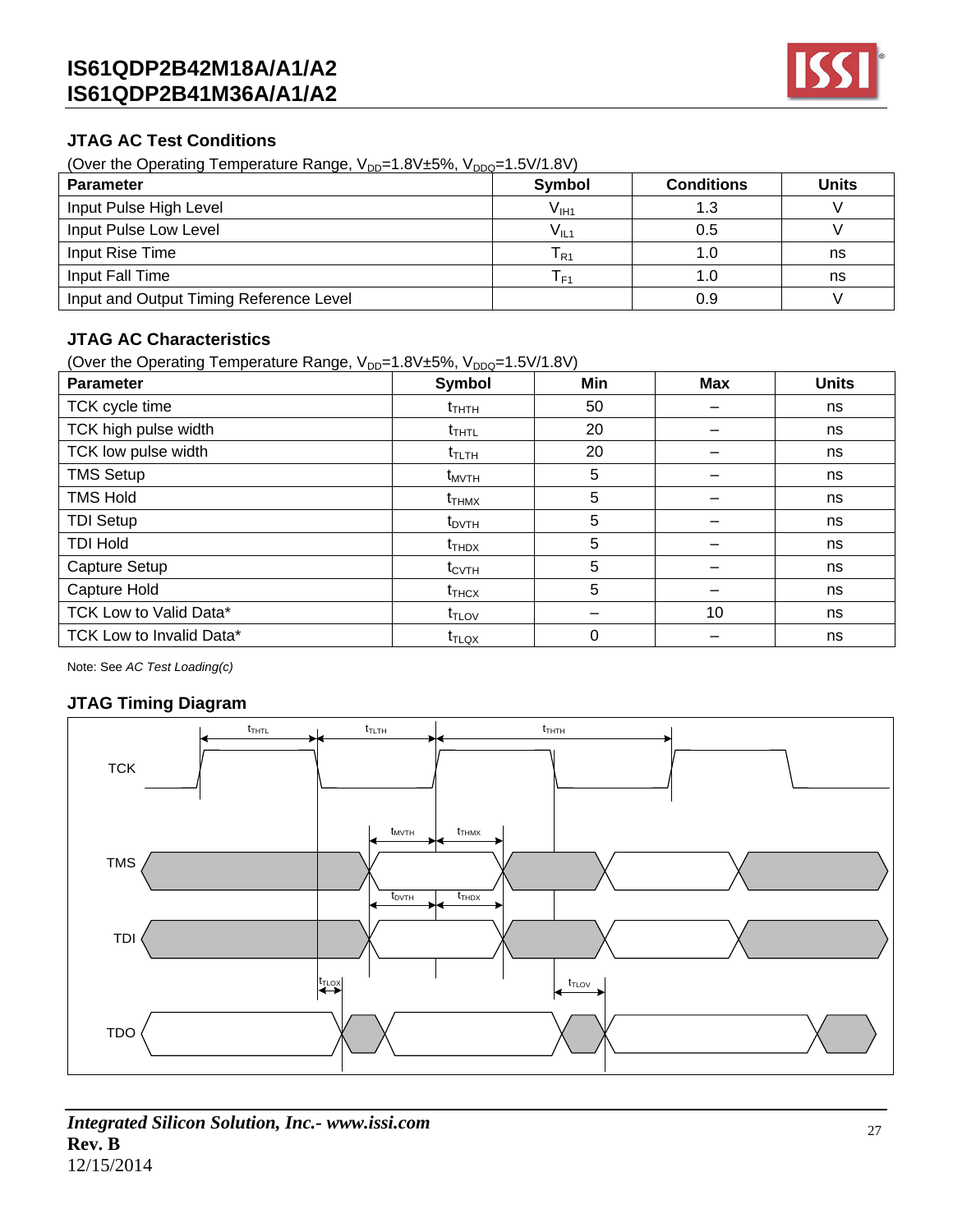## JTAG AC Test Conditions

(Over the Operating Temperature Range, $V_{DD}$=1.8V±5%, $V_{DDQ}$=1.5V/1.8V)

| Parameter | Symbol | Conditions | Units |
|---|---|---|---|
| Input Pulse High Level | $V_{IH1}$ | 1.3 | V |
| Input Pulse Low Level | $V_{IL1}$ | 0.5 | V |
| Input Rise Time | $T_{R1}$ | 1.0 | ns |
| Input Fall Time | $T_{F1}$ | 1.0 | ns |
| Input and Output Timing Reference Level | | 0.9 | V |

## JTAG AC Characteristics

(Over the Operating Temperature Range, $V_{DD}$=1.8V±5%, $V_{DDQ}$=1.5V/1.8V)

| Parameter | Symbol | Min | Max | Units |
|---|---|---|---|---|
| TCK cycle time | $t_{THTH}$ | 50 | – | ns |
| TCK high pulse width | $t_{THTL}$ | 20 | – | ns |
| TCK low pulse width | $t_{TLTH}$ | 20 | – | ns |
| TMS Setup | $t_{MVTH}$ | 5 | – | ns |
| TMS Hold | $t_{THMX}$ | 5 | – | ns |
| TDI Setup | $t_{DVTH}$ | 5 | – | ns |
| TDI Hold | $t_{THDX}$ | 5 | – | ns |
| Capture Setup | $t_{CVTH}$ | 5 | – | ns |
| Capture Hold | $t_{THCX}$ | 5 | – | ns |
| TCK Low to Valid Data* | $t_{TLOV}$ | – | 10 | ns |
| TCK Low to Invalid Data* | $t_{TLQX}$ | 0 | – | ns |

Note: See *AC Test Loading(c)*

## JTAG Timing Diagram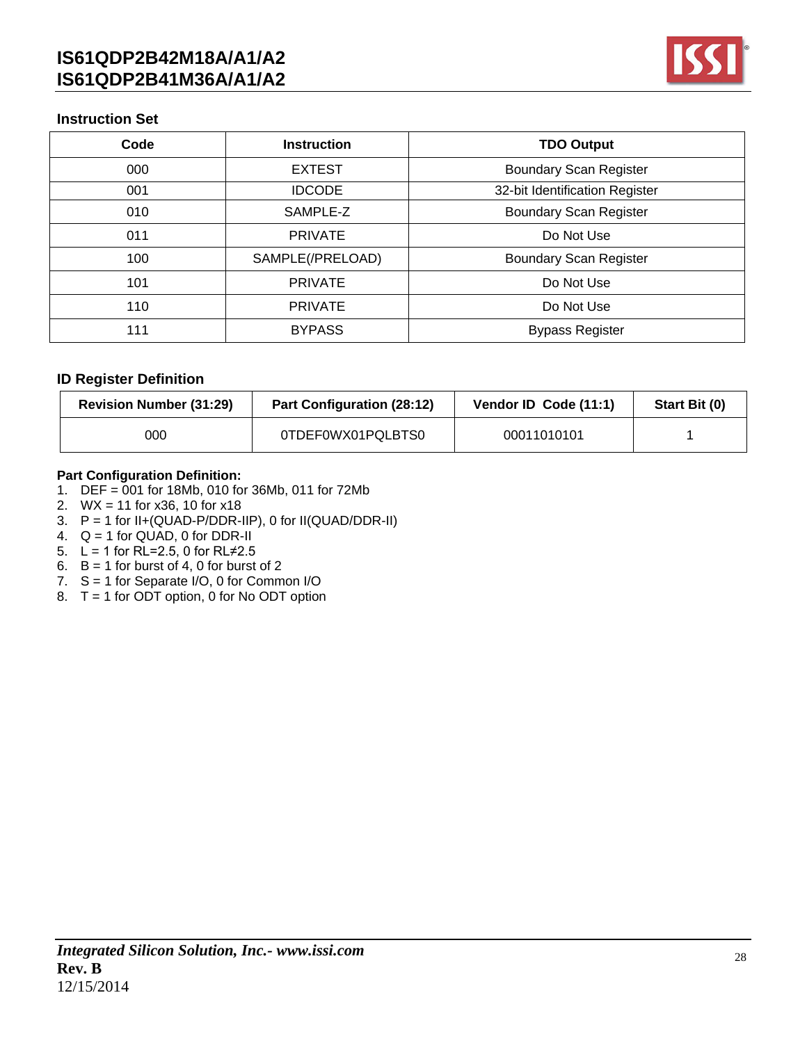### Instruction Set

| Code | Instruction | TDO Output |
| --- | --- | --- |
| 000 | EXTEST | Boundary Scan Register |
| 001 | IDCODE | 32-bit Identification Register |
| 010 | SAMPLE-Z | Boundary Scan Register |
| 011 | PRIVATE | Do Not Use |
| 100 | SAMPLE(/PRELOAD) | Boundary Scan Register |
| 101 | PRIVATE | Do Not Use |
| 110 | PRIVATE | Do Not Use |
| 111 | BYPASS | Bypass Register |

### ID Register Definition

| Revision Number (31:29) | Part Configuration (28:12) | Vendor ID Code (11:1) | Start Bit (0) |
| --- | --- | --- | --- |
| 000 | 0TDEF0WX01PQLBTS0 | 00011010101 | 1 |

**Part Configuration Definition:**

1. DEF = 001 for 18Mb, 010 for 36Mb, 011 for 72Mb
2. WX = 11 for x36, 10 for x18
3. P = 1 for II+(QUAD-P/DDR-IIP), 0 for II(QUAD/DDR-II)
4. Q = 1 for QUAD, 0 for DDR-II
5. L = 1 for RL=2.5, 0 for RL≠2.5
6. B = 1 for burst of 4, 0 for burst of 2
7. S = 1 for Separate I/O, 0 for Common I/O
8. T = 1 for ODT option, 0 for No ODT option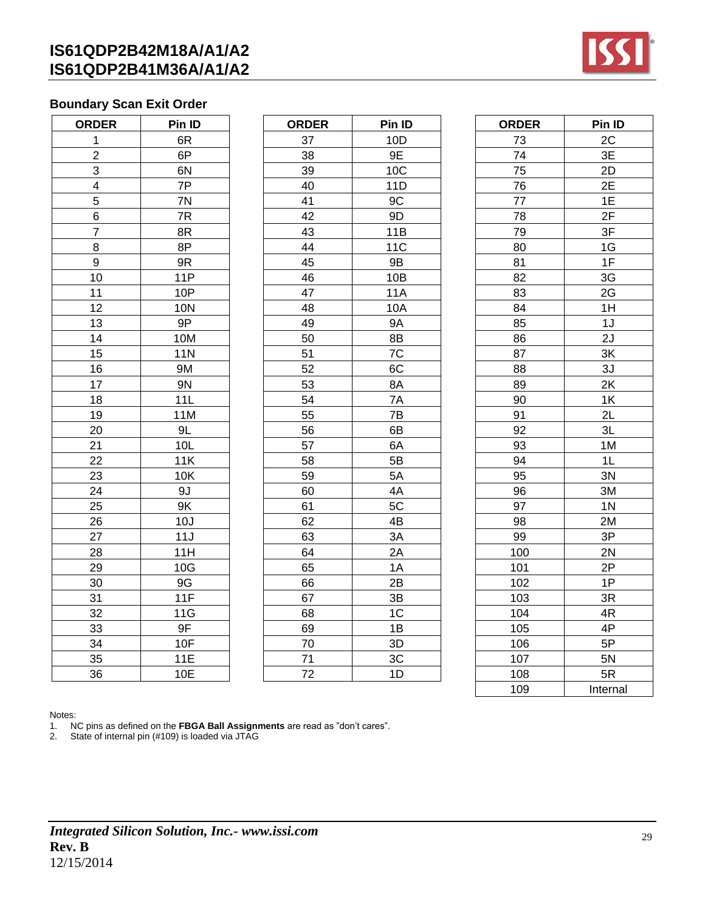## Boundary Scan Exit Order

| ORDER | Pin ID |
|---|---|
| 1 | 6R |
| 2 | 6P |
| 3 | 6N |
| 4 | 7P |
| 5 | 7N |
| 6 | 7R |
| 7 | 8R |
| 8 | 8P |
| 9 | 9R |
| 10 | 11P |
| 11 | 10P |
| 12 | 10N |
| 13 | 9P |
| 14 | 10M |
| 15 | 11N |
| 16 | 9M |
| 17 | 9N |
| 18 | 11L |
| 19 | 11M |
| 20 | 9L |
| 21 | 10L |
| 22 | 11K |
| 23 | 10K |
| 24 | 9J |
| 25 | 9K |
| 26 | 10J |
| 27 | 11J |
| 28 | 11H |
| 29 | 10G |
| 30 | 9G |
| 31 | 11F |
| 32 | 11G |
| 33 | 9F |
| 34 | 10F |
| 35 | 11E |
| 36 | 10E |

| ORDER | Pin ID |
|---|---|
| 37 | 10D |
| 38 | 9E |
| 39 | 10C |
| 40 | 11D |
| 41 | 9C |
| 42 | 9D |
| 43 | 11B |
| 44 | 11C |
| 45 | 9B |
| 46 | 10B |
| 47 | 11A |
| 48 | 10A |
| 49 | 9A |
| 50 | 8B |
| 51 | 7C |
| 52 | 6C |
| 53 | 8A |
| 54 | 7A |
| 55 | 7B |
| 56 | 6B |
| 57 | 6A |
| 58 | 5B |
| 59 | 5A |
| 60 | 4A |
| 61 | 5C |
| 62 | 4B |
| 63 | 3A |
| 64 | 2A |
| 65 | 1A |
| 66 | 2B |
| 67 | 3B |
| 68 | 1C |
| 69 | 1B |
| 70 | 3D |
| 71 | 3C |
| 72 | 1D |

| ORDER | Pin ID |
|---|---|
| 73 | 2C |
| 74 | 3E |
| 75 | 2D |
| 76 | 2E |
| 77 | 1E |
| 78 | 2F |
| 79 | 3F |
| 80 | 1G |
| 81 | 1F |
| 82 | 3G |
| 83 | 2G |
| 84 | 1H |
| 85 | 1J |
| 86 | 2J |
| 87 | 3K |
| 88 | 3J |
| 89 | 2K |
| 90 | 1K |
| 91 | 2L |
| 92 | 3L |
| 93 | 1M |
| 94 | 1L |
| 95 | 3N |
| 96 | 3M |
| 97 | 1N |
| 98 | 2M |
| 99 | 3P |
| 100 | 2N |
| 101 | 2P |
| 102 | 1P |
| 103 | 3R |
| 104 | 4R |
| 105 | 4P |
| 106 | 5P |
| 107 | 5N |
| 108 | 5R |
| 109 | Internal |

Notes:

1. NC pins as defined on the **FBGA Ball Assignments** are read as "don't cares".
2. State of internal pin (#109) is loaded via JTAG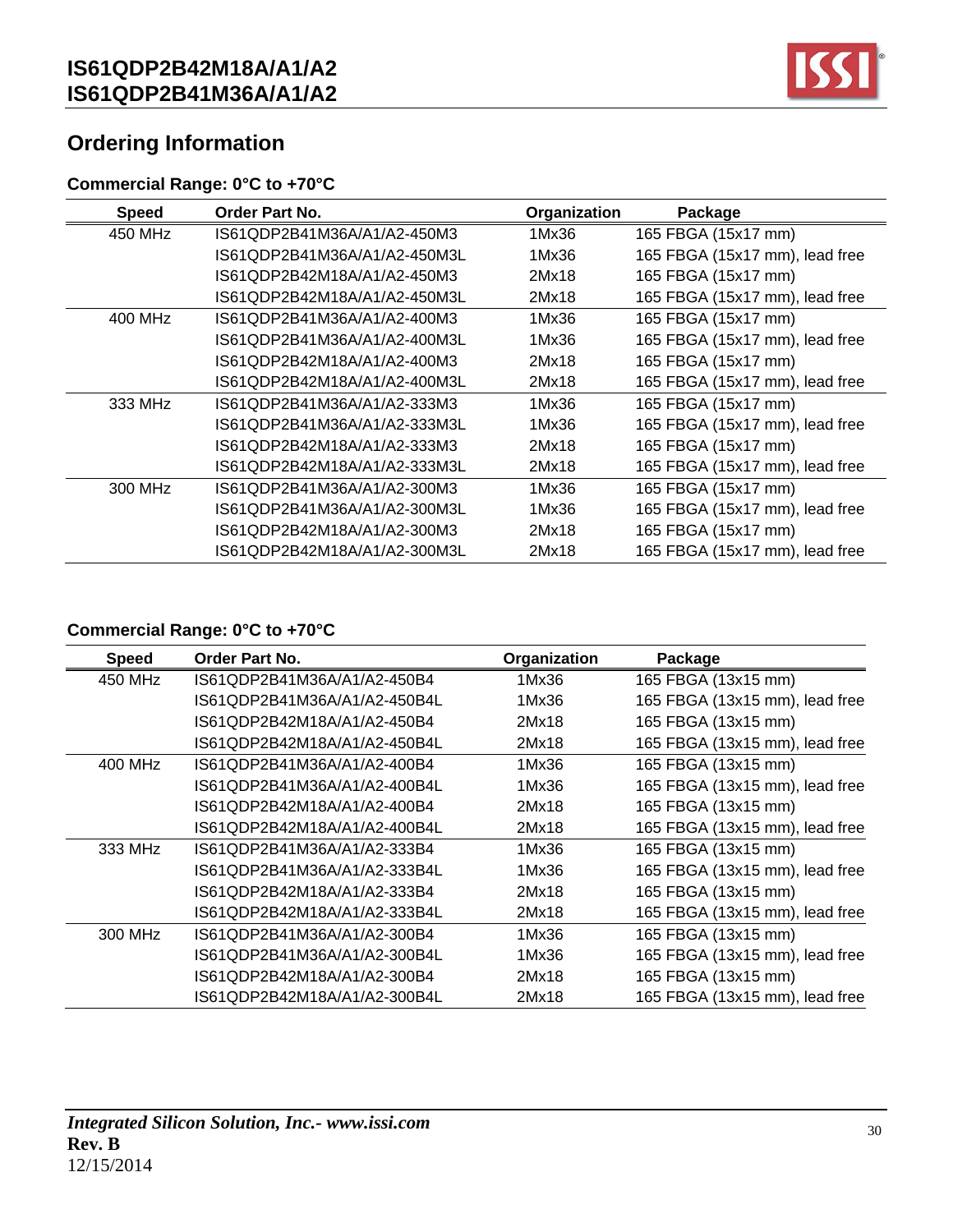## Ordering Information

### Commercial Range: 0°C to +70°C

| Speed | Order Part No. | Organization | Package |
|---|---|---|---|
| 450 MHz | IS61QDP2B41M36A/A1/A2-450M3 | 1Mx36 | 165 FBGA (15x17 mm) |
| | IS61QDP2B41M36A/A1/A2-450M3L | 1Mx36 | 165 FBGA (15x17 mm), lead free |
| | IS61QDP2B42M18A/A1/A2-450M3 | 2Mx18 | 165 FBGA (15x17 mm) |
| | IS61QDP2B42M18A/A1/A2-450M3L | 2Mx18 | 165 FBGA (15x17 mm), lead free |
| 400 MHz | IS61QDP2B41M36A/A1/A2-400M3 | 1Mx36 | 165 FBGA (15x17 mm) |
| | IS61QDP2B41M36A/A1/A2-400M3L | 1Mx36 | 165 FBGA (15x17 mm), lead free |
| | IS61QDP2B42M18A/A1/A2-400M3 | 2Mx18 | 165 FBGA (15x17 mm) |
| | IS61QDP2B42M18A/A1/A2-400M3L | 2Mx18 | 165 FBGA (15x17 mm), lead free |
| 333 MHz | IS61QDP2B41M36A/A1/A2-333M3 | 1Mx36 | 165 FBGA (15x17 mm) |
| | IS61QDP2B41M36A/A1/A2-333M3L | 1Mx36 | 165 FBGA (15x17 mm), lead free |
| | IS61QDP2B42M18A/A1/A2-333M3 | 2Mx18 | 165 FBGA (15x17 mm) |
| | IS61QDP2B42M18A/A1/A2-333M3L | 2Mx18 | 165 FBGA (15x17 mm), lead free |
| 300 MHz | IS61QDP2B41M36A/A1/A2-300M3 | 1Mx36 | 165 FBGA (15x17 mm) |
| | IS61QDP2B41M36A/A1/A2-300M3L | 1Mx36 | 165 FBGA (15x17 mm), lead free |
| | IS61QDP2B42M18A/A1/A2-300M3 | 2Mx18 | 165 FBGA (15x17 mm) |
| | IS61QDP2B42M18A/A1/A2-300M3L | 2Mx18 | 165 FBGA (15x17 mm), lead free |

### Commercial Range: 0°C to +70°C

| Speed | Order Part No. | Organization | Package |
|---|---|---|---|
| 450 MHz | IS61QDP2B41M36A/A1/A2-450B4 | 1Mx36 | 165 FBGA (13x15 mm) |
| | IS61QDP2B41M36A/A1/A2-450B4L | 1Mx36 | 165 FBGA (13x15 mm), lead free |
| | IS61QDP2B42M18A/A1/A2-450B4 | 2Mx18 | 165 FBGA (13x15 mm) |
| | IS61QDP2B42M18A/A1/A2-450B4L | 2Mx18 | 165 FBGA (13x15 mm), lead free |
| 400 MHz | IS61QDP2B41M36A/A1/A2-400B4 | 1Mx36 | 165 FBGA (13x15 mm) |
| | IS61QDP2B41M36A/A1/A2-400B4L | 1Mx36 | 165 FBGA (13x15 mm), lead free |
| | IS61QDP2B42M18A/A1/A2-400B4 | 2Mx18 | 165 FBGA (13x15 mm) |
| | IS61QDP2B42M18A/A1/A2-400B4L | 2Mx18 | 165 FBGA (13x15 mm), lead free |
| 333 MHz | IS61QDP2B41M36A/A1/A2-333B4 | 1Mx36 | 165 FBGA (13x15 mm) |
| | IS61QDP2B41M36A/A1/A2-333B4L | 1Mx36 | 165 FBGA (13x15 mm), lead free |
| | IS61QDP2B42M18A/A1/A2-333B4 | 2Mx18 | 165 FBGA (13x15 mm) |
| | IS61QDP2B42M18A/A1/A2-333B4L | 2Mx18 | 165 FBGA (13x15 mm), lead free |
| 300 MHz | IS61QDP2B41M36A/A1/A2-300B4 | 1Mx36 | 165 FBGA (13x15 mm) |
| | IS61QDP2B41M36A/A1/A2-300B4L | 1Mx36 | 165 FBGA (13x15 mm), lead free |
| | IS61QDP2B42M18A/A1/A2-300B4 | 2Mx18 | 165 FBGA (13x15 mm) |
| | IS61QDP2B42M18A/A1/A2-300B4L | 2Mx18 | 165 FBGA (13x15 mm), lead free |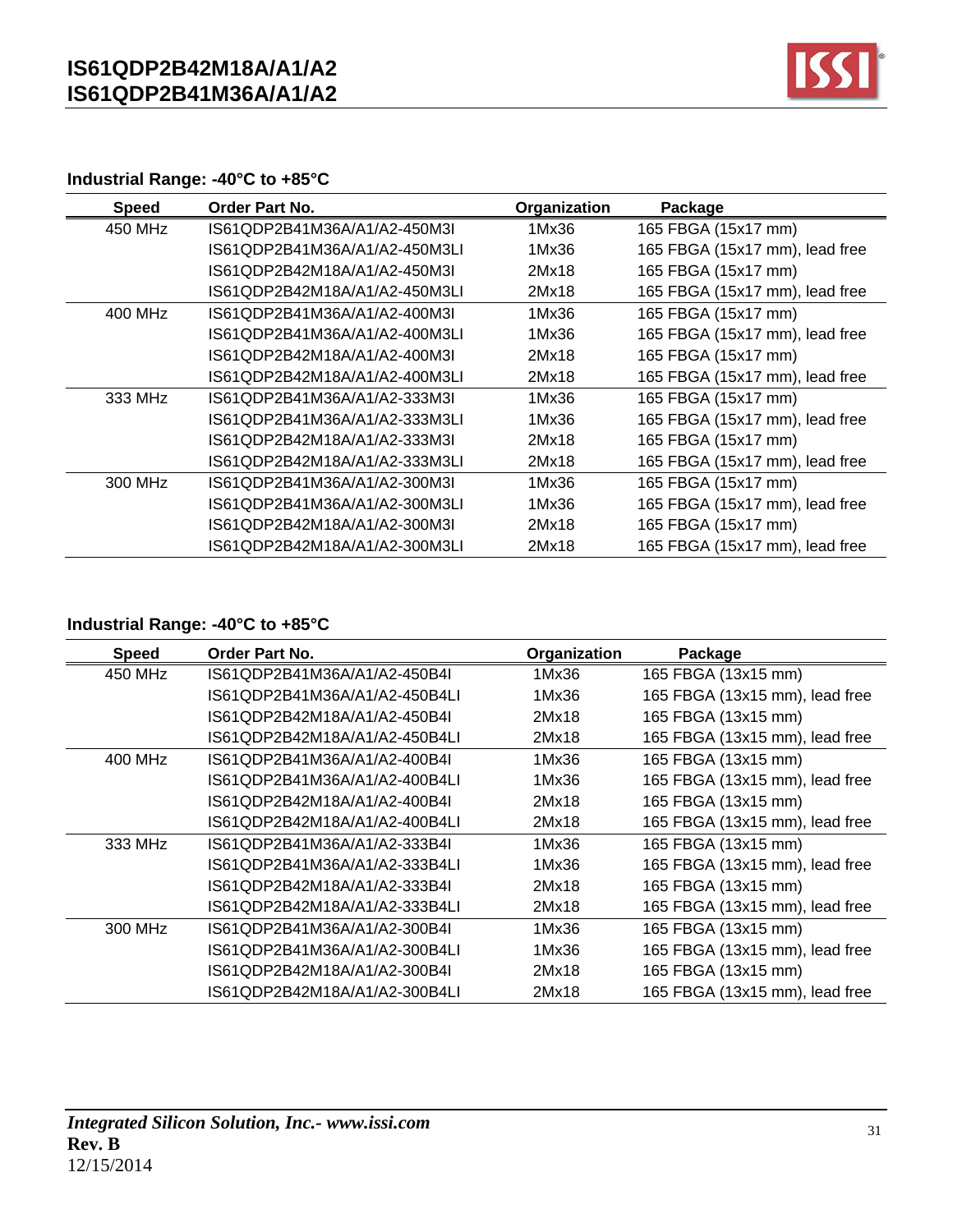### Industrial Range: -40°C to +85°C

| Speed | Order Part No. | Organization | Package |
|---|---|---|---|
| 450 MHz | IS61QDP2B41M36A/A1/A2-450M3I | 1Mx36 | 165 FBGA (15x17 mm) |
| | IS61QDP2B41M36A/A1/A2-450M3LI | 1Mx36 | 165 FBGA (15x17 mm), lead free |
| | IS61QDP2B42M18A/A1/A2-450M3I | 2Mx18 | 165 FBGA (15x17 mm) |
| | IS61QDP2B42M18A/A1/A2-450M3LI | 2Mx18 | 165 FBGA (15x17 mm), lead free |
| 400 MHz | IS61QDP2B41M36A/A1/A2-400M3I | 1Mx36 | 165 FBGA (15x17 mm) |
| | IS61QDP2B41M36A/A1/A2-400M3LI | 1Mx36 | 165 FBGA (15x17 mm), lead free |
| | IS61QDP2B42M18A/A1/A2-400M3I | 2Mx18 | 165 FBGA (15x17 mm) |
| | IS61QDP2B42M18A/A1/A2-400M3LI | 2Mx18 | 165 FBGA (15x17 mm), lead free |
| 333 MHz | IS61QDP2B41M36A/A1/A2-333M3I | 1Mx36 | 165 FBGA (15x17 mm) |
| | IS61QDP2B41M36A/A1/A2-333M3LI | 1Mx36 | 165 FBGA (15x17 mm), lead free |
| | IS61QDP2B42M18A/A1/A2-333M3I | 2Mx18 | 165 FBGA (15x17 mm) |
| | IS61QDP2B42M18A/A1/A2-333M3LI | 2Mx18 | 165 FBGA (15x17 mm), lead free |
| 300 MHz | IS61QDP2B41M36A/A1/A2-300M3I | 1Mx36 | 165 FBGA (15x17 mm) |
| | IS61QDP2B41M36A/A1/A2-300M3LI | 1Mx36 | 165 FBGA (15x17 mm), lead free |
| | IS61QDP2B42M18A/A1/A2-300M3I | 2Mx18 | 165 FBGA (15x17 mm) |
| | IS61QDP2B42M18A/A1/A2-300M3LI | 2Mx18 | 165 FBGA (15x17 mm), lead free |

### Industrial Range: -40°C to +85°C

| Speed | Order Part No. | Organization | Package |
|---|---|---|---|
| 450 MHz | IS61QDP2B41M36A/A1/A2-450B4I | 1Mx36 | 165 FBGA (13x15 mm) |
| | IS61QDP2B41M36A/A1/A2-450B4LI | 1Mx36 | 165 FBGA (13x15 mm), lead free |
| | IS61QDP2B42M18A/A1/A2-450B4I | 2Mx18 | 165 FBGA (13x15 mm) |
| | IS61QDP2B42M18A/A1/A2-450B4LI | 2Mx18 | 165 FBGA (13x15 mm), lead free |
| 400 MHz | IS61QDP2B41M36A/A1/A2-400B4I | 1Mx36 | 165 FBGA (13x15 mm) |
| | IS61QDP2B41M36A/A1/A2-400B4LI | 1Mx36 | 165 FBGA (13x15 mm), lead free |
| | IS61QDP2B42M18A/A1/A2-400B4I | 2Mx18 | 165 FBGA (13x15 mm) |
| | IS61QDP2B42M18A/A1/A2-400B4LI | 2Mx18 | 165 FBGA (13x15 mm), lead free |
| 333 MHz | IS61QDP2B41M36A/A1/A2-333B4I | 1Mx36 | 165 FBGA (13x15 mm) |
| | IS61QDP2B41M36A/A1/A2-333B4LI | 1Mx36 | 165 FBGA (13x15 mm), lead free |
| | IS61QDP2B42M18A/A1/A2-333B4I | 2Mx18 | 165 FBGA (13x15 mm) |
| | IS61QDP2B42M18A/A1/A2-333B4LI | 2Mx18 | 165 FBGA (13x15 mm), lead free |
| 300 MHz | IS61QDP2B41M36A/A1/A2-300B4I | 1Mx36 | 165 FBGA (13x15 mm) |
| | IS61QDP2B41M36A/A1/A2-300B4LI | 1Mx36 | 165 FBGA (13x15 mm), lead free |
| | IS61QDP2B42M18A/A1/A2-300B4I | 2Mx18 | 165 FBGA (13x15 mm) |
| | IS61QDP2B42M18A/A1/A2-300B4LI | 2Mx18 | 165 FBGA (13x15 mm), lead free |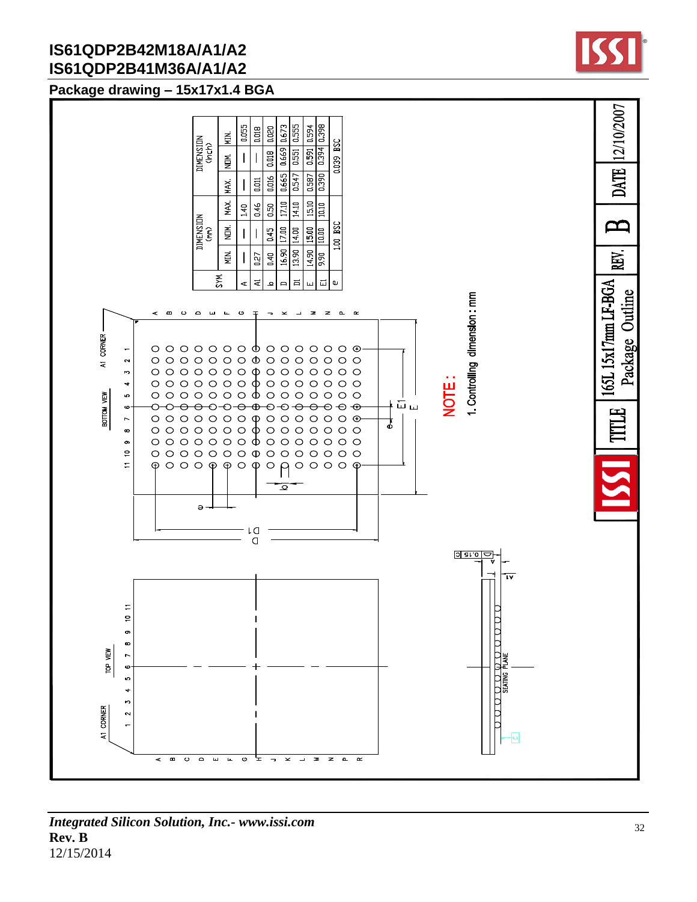# IS61QDP2B42M18A/A1/A2
# IS61QDP2B41M36A/A1/A2

## Package drawing – 15x17x1.4 BGA

| SYM. | DIMENSION (mm) MIN. | NOM. | MAX. | DIMENSION (inch) MIN. | NOM. | MAX. |
|---|---|---|---|---|---|---|
| A | — | — | 1.40 | — | — | 0.055 |
| A1 | 0.27 | — | 0.46 | 0.011 | — | 0.018 |
| b | 0.40 | 0.45 | 0.50 | 0.016 | 0.018 | 0.020 |
| D | 16.90 | 17.00 | 17.10 | 0.665 | 0.669 | 0.673 |
| D1 | 13.90 | 14.00 | 14.10 | 0.547 | 0.551 | 0.555 |
| E | 14.90 | 15.00 | 15.10 | 0.587 | 0.591 | 0.594 |
| E1 | 9.90 | 10.00 | 10.10 | 0.390 | 0.394 | 0.398 |
| e | | 1.00 BSC | | | 0.039 BSC | |

BOTTOM VIEW — A1 CORNER

TOP VIEW — A1 CORNER

SEATING PLANE

NOTE :

1. Controlling dimension : mm

| TITLE | 165L 15x17mm LF-BGA Package Outline | REV. | B | DATE | 12/10/2007 |
|---|---|---|---|---|---|

*Integrated Silicon Solution, Inc.- www.issi.com*
**Rev. B**
12/15/2014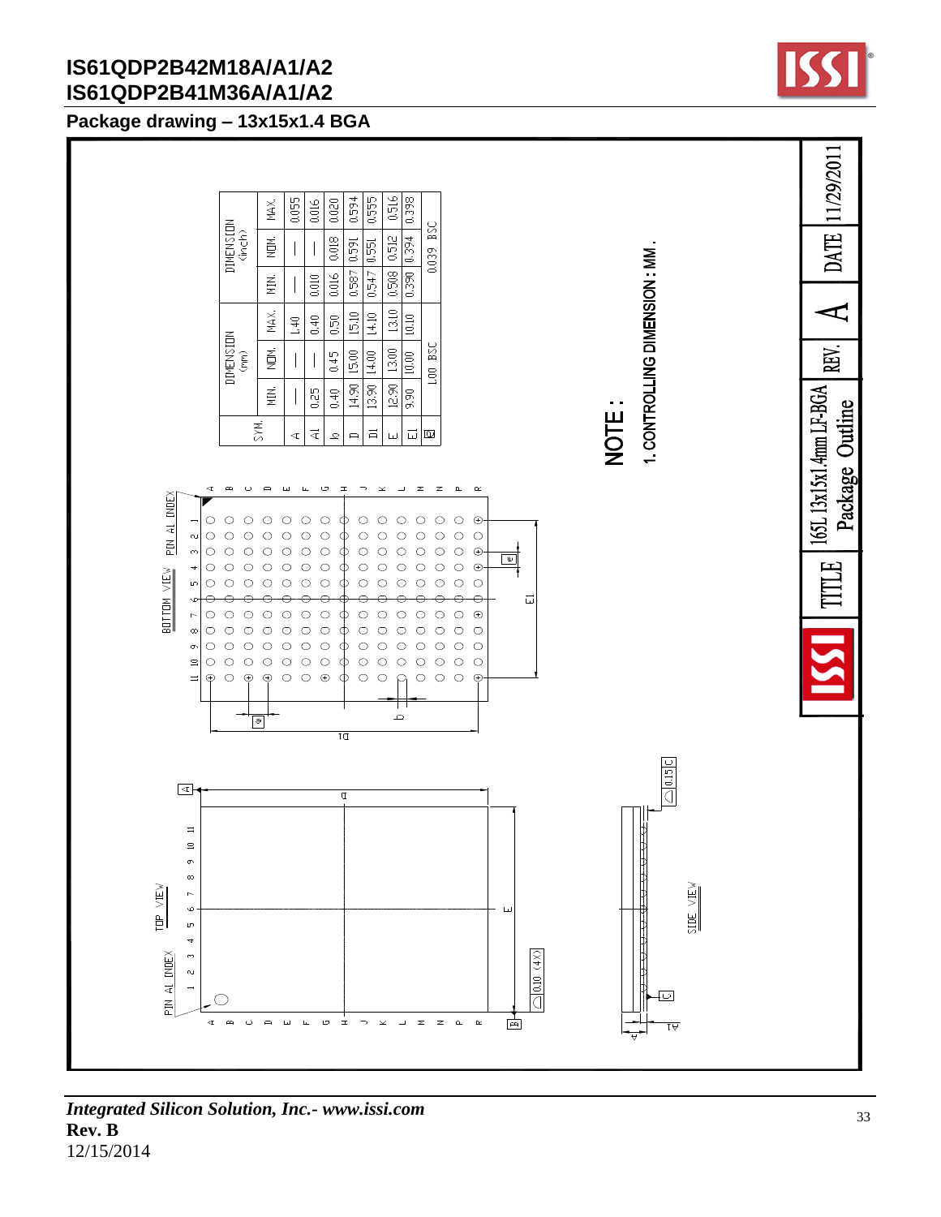## Package drawing – 13x15x1.4 BGA

| SYM. | DIMENSION (mm) | | | DIMENSION (inch) | | |
|---|---|---|---|---|---|---|
| | MIN. | NOM. | MAX. | MIN. | NOM. | MAX. |
| A | — | — | 1.40 | — | — | 0.055 |
| A1 | 0.25 | — | 0.40 | 0.010 | — | 0.016 |
| b | 0.40 | 0.45 | 0.50 | 0.016 | 0.018 | 0.020 |
| D | 14.90 | 15.00 | 15.10 | 0.587 | 0.591 | 0.594 |
| D1 | 13.90 | 14.00 | 14.10 | 0.547 | 0.551 | 0.555 |
| E | 12.90 | 13.00 | 13.10 | 0.508 | 0.512 | 0.516 |
| E1 | 9.90 | 10.00 | 10.10 | 0.390 | 0.394 | 0.398 |
| e | 1.00 BSC | | | 0.039 BSC | | |

NOTE :

1. CONTROLLING DIMENSION : MM .

TOP VIEW

PIN A1 INDEX

SIDE VIEW

BOTTOM VIEW

PIN A1 INDEX

0.10 (4X)

0.15 C

| TITLE | 165L 13x15x1.4mm LF-BGA Package Outline | REV. | A | DATE | 11/29/2011 |
|---|---|---|---|---|---|